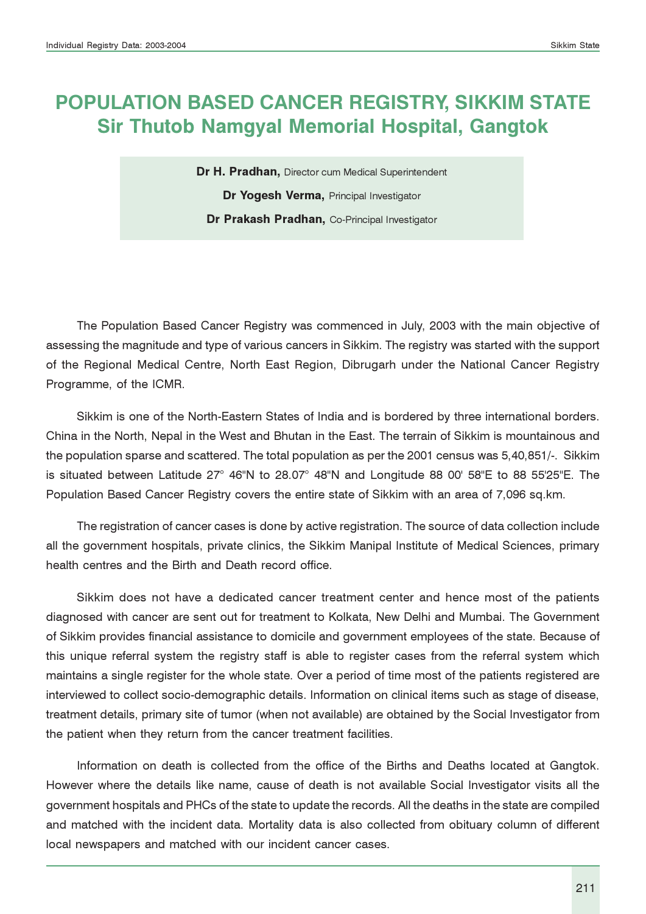# POPULATION BASED CANCER REGISTRY, SIKKIM STATE
# Sir Thutob Namgyal Memorial Hospital, Gangtok

**Dr H. Pradhan,** Director cum Medical Superintendent

**Dr Yogesh Verma,** Principal Investigator

**Dr Prakash Pradhan,** Co-Principal Investigator

The Population Based Cancer Registry was commenced in July, 2003 with the main objective of assessing the magnitude and type of various cancers in Sikkim. The registry was started with the support of the Regional Medical Centre, North East Region, Dibrugarh under the National Cancer Registry Programme, of the ICMR.

Sikkim is one of the North-Eastern States of India and is bordered by three international borders. China in the North, Nepal in the West and Bhutan in the East. The terrain of Sikkim is mountainous and the population sparse and scattered. The total population as per the 2001 census was 5,40,851/-. Sikkim is situated between Latitude 27° 46"N to 28.07° 48"N and Longitude 88 00' 58"E to 88 55'25"E. The Population Based Cancer Registry covers the entire state of Sikkim with an area of 7,096 sq.km.

The registration of cancer cases is done by active registration. The source of data collection include all the government hospitals, private clinics, the Sikkim Manipal Institute of Medical Sciences, primary health centres and the Birth and Death record office.

Sikkim does not have a dedicated cancer treatment center and hence most of the patients diagnosed with cancer are sent out for treatment to Kolkata, New Delhi and Mumbai. The Government of Sikkim provides financial assistance to domicile and government employees of the state. Because of this unique referral system the registry staff is able to register cases from the referral system which maintains a single register for the whole state. Over a period of time most of the patients registered are interviewed to collect socio-demographic details. Information on clinical items such as stage of disease, treatment details, primary site of tumor (when not available) are obtained by the Social Investigator from the patient when they return from the cancer treatment facilities.

Information on death is collected from the office of the Births and Deaths located at Gangtok. However where the details like name, cause of death is not available Social Investigator visits all the government hospitals and PHCs of the state to update the records. All the deaths in the state are compiled and matched with the incident data. Mortality data is also collected from obituary column of different local newspapers and matched with our incident cancer cases.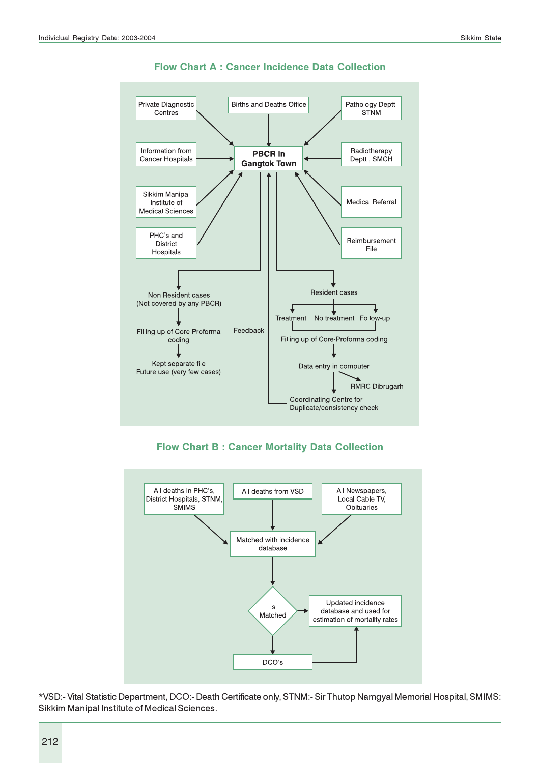## Flow Chart A : Cancer Incidence Data Collection

Private Diagnostic Centres

Births and Deaths Office

Pathology Deptt. STNM

Information from Cancer Hospitals

**PBCR in Gangtok Town**

Radiotherapy Deptt., SMCH

Sikkim Manipal Institute of Medical Sciences

Medical Referral

PHC's and District Hospitals

Reimbursement File

Non Resident cases (Not covered by any PBCR)

Filling up of Core-Proforma coding

Kept separate file Future use (very few cases)

Feedback

Resident cases

Treatment No treatment Follow-up

Filling up of Core-Proforma coding

Data entry in computer

RMRC Dibrugarh

Coordinating Centre for Duplicate/consistency check

## Flow Chart B : Cancer Mortality Data Collection

All deaths in PHC's, District Hospitals, STNM, SMIMS

All deaths from VSD

All Newspapers, Local Cable TV, Obituaries

Matched with incidence database

Is Matched

Updated incidence database and used for estimation of mortality rates

DCO's

*VSD:- Vital Statistic Department, DCO:- Death Certificate only, STNM:- Sir Thutop Namgyal Memorial Hospital, SMIMS: Sikkim Manipal Institute of Medical Sciences.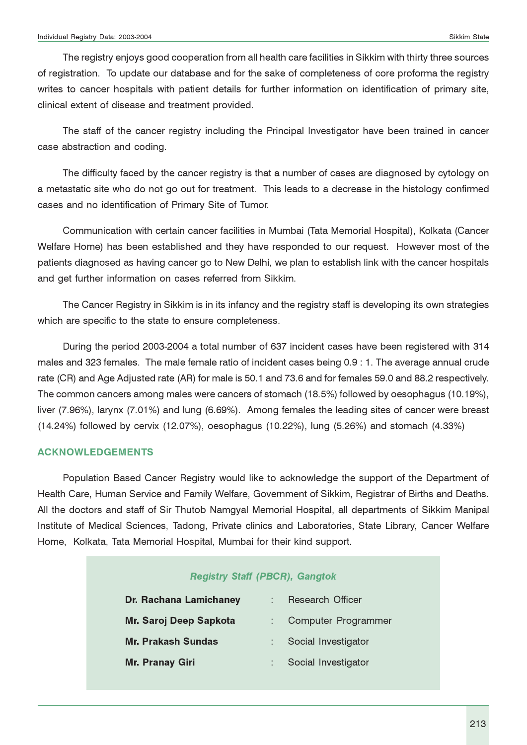The registry enjoys good cooperation from all health care facilities in Sikkim with thirty three sources of registration. To update our database and for the sake of completeness of core proforma the registry writes to cancer hospitals with patient details for further information on identification of primary site, clinical extent of disease and treatment provided.

The staff of the cancer registry including the Principal Investigator have been trained in cancer case abstraction and coding.

The difficulty faced by the cancer registry is that a number of cases are diagnosed by cytology on a metastatic site who do not go out for treatment. This leads to a decrease in the histology confirmed cases and no identification of Primary Site of Tumor.

Communication with certain cancer facilities in Mumbai (Tata Memorial Hospital), Kolkata (Cancer Welfare Home) has been established and they have responded to our request. However most of the patients diagnosed as having cancer go to New Delhi, we plan to establish link with the cancer hospitals and get further information on cases referred from Sikkim.

The Cancer Registry in Sikkim is in its infancy and the registry staff is developing its own strategies which are specific to the state to ensure completeness.

During the period 2003-2004 a total number of 637 incident cases have been registered with 314 males and 323 females. The male female ratio of incident cases being 0.9 : 1. The average annual crude rate (CR) and Age Adjusted rate (AR) for male is 50.1 and 73.6 and for females 59.0 and 88.2 respectively. The common cancers among males were cancers of stomach (18.5%) followed by oesophagus (10.19%), liver (7.96%), larynx (7.01%) and lung (6.69%). Among females the leading sites of cancer were breast (14.24%) followed by cervix (12.07%), oesophagus (10.22%), lung (5.26%) and stomach (4.33%)

## ACKNOWLEDGEMENTS

Population Based Cancer Registry would like to acknowledge the support of the Department of Health Care, Human Service and Family Welfare, Government of Sikkim, Registrar of Births and Deaths. All the doctors and staff of Sir Thutob Namgyal Memorial Hospital, all departments of Sikkim Manipal Institute of Medical Sciences, Tadong, Private clinics and Laboratories, State Library, Cancer Welfare Home, Kolkata, Tata Memorial Hospital, Mumbai for their kind support.

*Registry Staff (PBCR), Gangtok*

| | | |
|---|---|---|
| **Dr. Rachana Lamichaney** | : | Research Officer |
| **Mr. Saroj Deep Sapkota** | : | Computer Programmer |
| **Mr. Prakash Sundas** | : | Social Investigator |
| **Mr. Pranay Giri** | : | Social Investigator |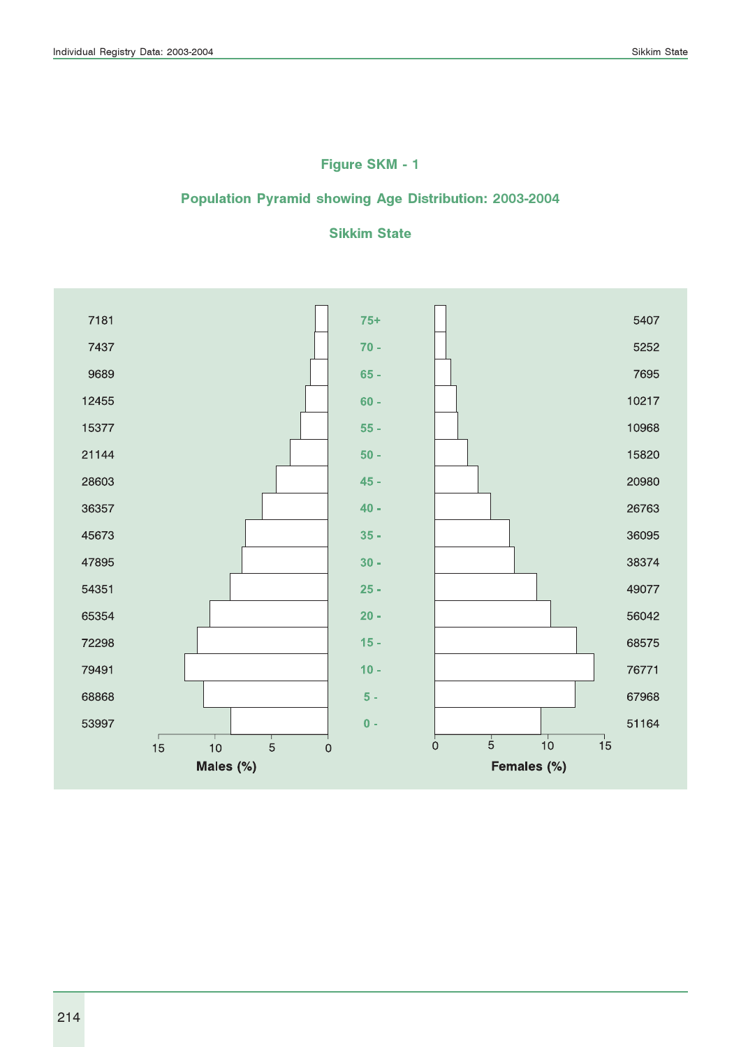# Figure SKM - 1

## Population Pyramid showing Age Distribution: 2003-2004

## Sikkim State

| Males | Age | Females |
|---|---|---|
| 7181 | 75+ | 5407 |
| 7437 | 70 - | 5252 |
| 9689 | 65 - | 7695 |
| 12455 | 60 - | 10217 |
| 15377 | 55 - | 10968 |
| 21144 | 50 - | 15820 |
| 28603 | 45 - | 20980 |
| 36357 | 40 - | 26763 |
| 45673 | 35 - | 36095 |
| 47895 | 30 - | 38374 |
| 54351 | 25 - | 49077 |
| 65354 | 20 - | 56042 |
| 72298 | 15 - | 68575 |
| 79491 | 10 - | 76771 |
| 68868 | 5 - | 67968 |
| 53997 | 0 - | 51164 |

Males (%) &nbsp;&nbsp;&nbsp;&nbsp; Females (%)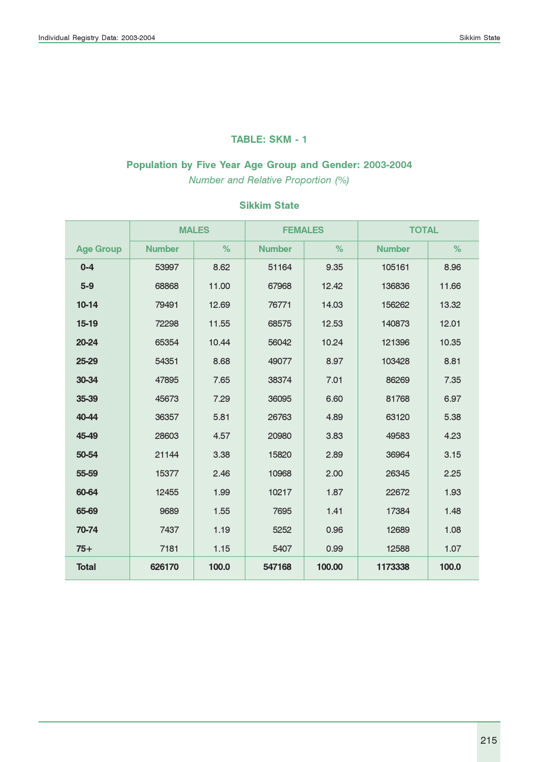## TABLE: SKM - 1

### Population by Five Year Age Group and Gender: 2003-2004

*Number and Relative Proportion (%)*

### Sikkim State

| Age Group | MALES | | FEMALES | | TOTAL | |
|---|---|---|---|---|---|---|
| | Number | % | Number | % | Number | % |
| 0-4 | 53997 | 8.62 | 51164 | 9.35 | 105161 | 8.96 |
| 5-9 | 68868 | 11.00 | 67968 | 12.42 | 136836 | 11.66 |
| 10-14 | 79491 | 12.69 | 76771 | 14.03 | 156262 | 13.32 |
| 15-19 | 72298 | 11.55 | 68575 | 12.53 | 140873 | 12.01 |
| 20-24 | 65354 | 10.44 | 56042 | 10.24 | 121396 | 10.35 |
| 25-29 | 54351 | 8.68 | 49077 | 8.97 | 103428 | 8.81 |
| 30-34 | 47895 | 7.65 | 38374 | 7.01 | 86269 | 7.35 |
| 35-39 | 45673 | 7.29 | 36095 | 6.60 | 81768 | 6.97 |
| 40-44 | 36357 | 5.81 | 26763 | 4.89 | 63120 | 5.38 |
| 45-49 | 28603 | 4.57 | 20980 | 3.83 | 49583 | 4.23 |
| 50-54 | 21144 | 3.38 | 15820 | 2.89 | 36964 | 3.15 |
| 55-59 | 15377 | 2.46 | 10968 | 2.00 | 26345 | 2.25 |
| 60-64 | 12455 | 1.99 | 10217 | 1.87 | 22672 | 1.93 |
| 65-69 | 9689 | 1.55 | 7695 | 1.41 | 17384 | 1.48 |
| 70-74 | 7437 | 1.19 | 5252 | 0.96 | 12689 | 1.08 |
| 75+ | 7181 | 1.15 | 5407 | 0.99 | 12588 | 1.07 |
| **Total** | **626170** | **100.0** | **547168** | **100.00** | **1173338** | **100.0** |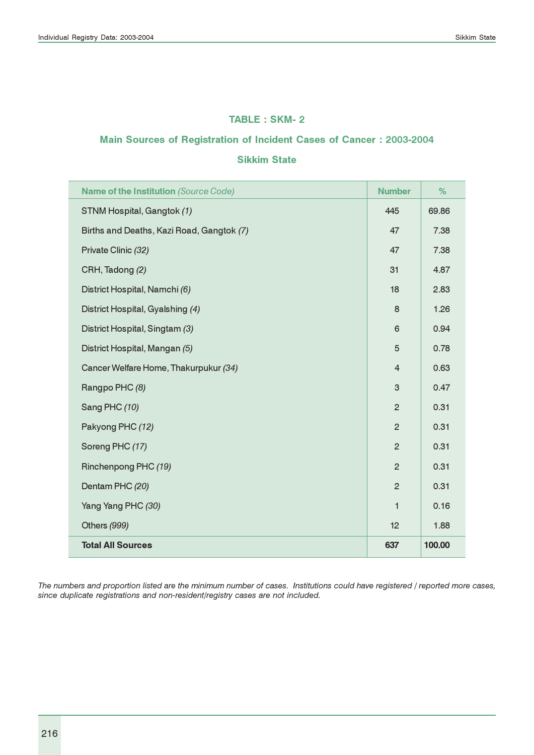## TABLE : SKM- 2

### Main Sources of Registration of Incident Cases of Cancer : 2003-2004

### Sikkim State

| Name of the Institution *(Source Code)* | Number | % |
|---|---|---|
| STNM Hospital, Gangtok *(1)* | 445 | 69.86 |
| Births and Deaths, Kazi Road, Gangtok *(7)* | 47 | 7.38 |
| Private Clinic *(32)* | 47 | 7.38 |
| CRH, Tadong *(2)* | 31 | 4.87 |
| District Hospital, Namchi *(6)* | 18 | 2.83 |
| District Hospital, Gyalshing *(4)* | 8 | 1.26 |
| District Hospital, Singtam *(3)* | 6 | 0.94 |
| District Hospital, Mangan *(5)* | 5 | 0.78 |
| Cancer Welfare Home, Thakurpukur *(34)* | 4 | 0.63 |
| Rangpo PHC *(8)* | 3 | 0.47 |
| Sang PHC *(10)* | 2 | 0.31 |
| Pakyong PHC *(12)* | 2 | 0.31 |
| Soreng PHC *(17)* | 2 | 0.31 |
| Rinchenpong PHC *(19)* | 2 | 0.31 |
| Dentam PHC *(20)* | 2 | 0.31 |
| Yang Yang PHC *(30)* | 1 | 0.16 |
| Others *(999)* | 12 | 1.88 |
| **Total All Sources** | **637** | **100.00** |

*The numbers and proportion listed are the minimum number of cases. Institutions could have registered / reported more cases, since duplicate registrations and non-resident/registry cases are not included.*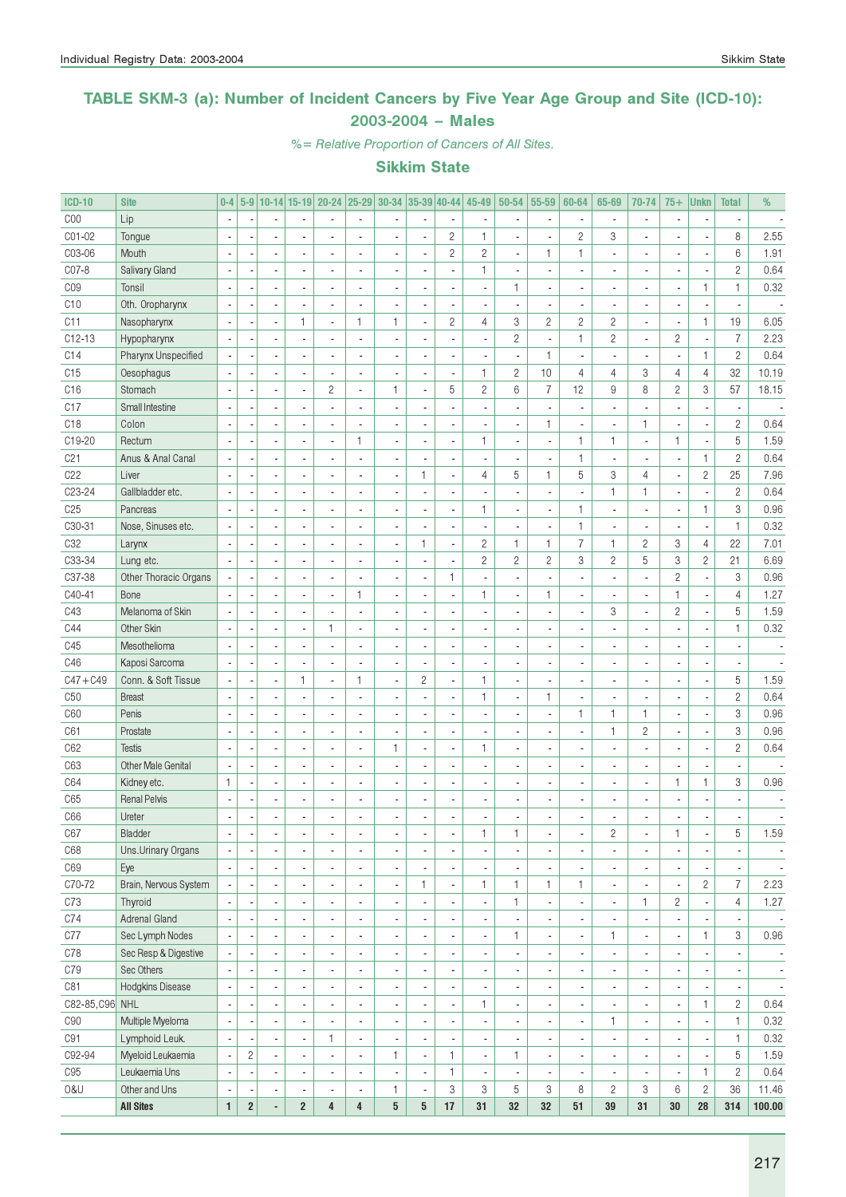## TABLE SKM-3 (a): Number of Incident Cancers by Five Year Age Group and Site (ICD-10): 2003-2004 – Males

*%= Relative Proportion of Cancers of All Sites.*

### Sikkim State

| ICD-10 | Site | 0-4 | 5-9 | 10-14 | 15-19 | 20-24 | 25-29 | 30-34 | 35-39 | 40-44 | 45-49 | 50-54 | 55-59 | 60-64 | 65-69 | 70-74 | 75+ | Unkn | Total | % |
|---|---|---|---|---|---|---|---|---|---|---|---|---|---|---|---|---|---|---|---|---|
| C00 | Lip | - | - | - | - | - | - | - | - | - | - | - | - | - | - | - | - | - | - | - |
| C01-02 | Tongue | - | - | - | - | - | - | - | - | 2 | 1 | - | - | 2 | 3 | - | - | - | 8 | 2.55 |
| C03-06 | Mouth | - | - | - | - | - | - | - | - | 2 | 2 | - | 1 | 1 | - | - | - | - | 6 | 1.91 |
| C07-8 | Salivary Gland | - | - | - | - | - | - | - | - | - | 1 | - | - | - | - | - | - | - | 2 | 0.64 |
| C09 | Tonsil | - | - | - | - | - | - | - | - | - | - | 1 | - | - | - | - | - | 1 | 1 | 0.32 |
| C10 | Oth. Oropharynx | - | - | - | - | - | - | - | - | - | - | - | - | - | - | - | - | - | - | - |
| C11 | Nasopharynx | - | - | - | 1 | - | 1 | 1 | - | 2 | 4 | 3 | 2 | 2 | 2 | - | - | 1 | 19 | 6.05 |
| C12-13 | Hypopharynx | - | - | - | - | - | - | - | - | - | - | 2 | - | 1 | 2 | - | 2 | - | 7 | 2.23 |
| C14 | Pharynx Unspecified | - | - | - | - | - | - | - | - | - | - | - | 1 | - | - | - | - | 1 | 2 | 0.64 |
| C15 | Oesophagus | - | - | - | - | - | - | - | - | - | 1 | 2 | 10 | 4 | 4 | 3 | 4 | 4 | 32 | 10.19 |
| C16 | Stomach | - | - | - | - | 2 | - | 1 | - | 5 | 2 | 6 | 7 | 12 | 9 | 8 | 2 | 3 | 57 | 18.15 |
| C17 | Small Intestine | - | - | - | - | - | - | - | - | - | - | - | - | - | - | - | - | - | - | - |
| C18 | Colon | - | - | - | - | - | - | - | - | - | - | - | 1 | - | - | 1 | - | - | 2 | 0.64 |
| C19-20 | Rectum | - | - | - | - | - | 1 | - | - | - | 1 | - | - | 1 | 1 | - | 1 | - | 5 | 1.59 |
| C21 | Anus & Anal Canal | - | - | - | - | - | - | - | - | - | - | - | - | 1 | - | - | - | 1 | 2 | 0.64 |
| C22 | Liver | - | - | - | - | - | - | - | 1 | - | 4 | 5 | 1 | 5 | 3 | 4 | - | 2 | 25 | 7.96 |
| C23-24 | Gallbladder etc. | - | - | - | - | - | - | - | - | - | - | - | - | - | 1 | 1 | - | - | 2 | 0.64 |
| C25 | Pancreas | - | - | - | - | - | - | - | - | - | 1 | - | - | 1 | - | - | - | 1 | 3 | 0.96 |
| C30-31 | Nose, Sinuses etc. | - | - | - | - | - | - | - | - | - | - | - | - | 1 | - | - | - | - | 1 | 0.32 |
| C32 | Larynx | - | - | - | - | - | - | - | 1 | - | 2 | 1 | 1 | 7 | 1 | 2 | 3 | 4 | 22 | 7.01 |
| C33-34 | Lung etc. | - | - | - | - | - | - | - | - | - | 2 | 2 | 2 | 3 | 2 | 5 | 3 | 2 | 21 | 6.69 |
| C37-38 | Other Thoracic Organs | - | - | - | - | - | - | - | - | 1 | - | - | - | - | - | - | 2 | - | 3 | 0.96 |
| C40-41 | Bone | - | - | - | - | - | 1 | - | - | - | 1 | - | 1 | - | - | - | 1 | - | 4 | 1.27 |
| C43 | Melanoma of Skin | - | - | - | - | - | - | - | - | - | - | - | - | - | 3 | - | 2 | - | 5 | 1.59 |
| C44 | Other Skin | - | - | - | - | 1 | - | - | - | - | - | - | - | - | - | - | - | - | 1 | 0.32 |
| C45 | Mesothelioma | - | - | - | - | - | - | - | - | - | - | - | - | - | - | - | - | - | - | - |
| C46 | Kaposi Sarcoma | - | - | - | - | - | - | - | - | - | - | - | - | - | - | - | - | - | - | - |
| C47+C49 | Conn. & Soft Tissue | - | - | - | 1 | - | 1 | - | 2 | - | 1 | - | - | - | - | - | - | - | 5 | 1.59 |
| C50 | Breast | - | - | - | - | - | - | - | - | - | 1 | - | 1 | - | - | - | - | - | 2 | 0.64 |
| C60 | Penis | - | - | - | - | - | - | - | - | - | - | - | - | 1 | 1 | 1 | - | - | 3 | 0.96 |
| C61 | Prostate | - | - | - | - | - | - | - | - | - | - | - | - | - | 1 | 2 | - | - | 3 | 0.96 |
| C62 | Testis | - | - | - | - | - | - | 1 | - | - | 1 | - | - | - | - | - | - | - | 2 | 0.64 |
| C63 | Other Male Genital | - | - | - | - | - | - | - | - | - | - | - | - | - | - | - | - | - | - | - |
| C64 | Kidney etc. | 1 | - | - | - | - | - | - | - | - | - | - | - | - | - | - | 1 | 1 | 3 | 0.96 |
| C65 | Renal Pelvis | - | - | - | - | - | - | - | - | - | - | - | - | - | - | - | - | - | - | - |
| C66 | Ureter | - | - | - | - | - | - | - | - | - | - | - | - | - | - | - | - | - | - | - |
| C67 | Bladder | - | - | - | - | - | - | - | - | - | 1 | 1 | - | - | 2 | - | 1 | - | 5 | 1.59 |
| C68 | Uns.Urinary Organs | - | - | - | - | - | - | - | - | - | - | - | - | - | - | - | - | - | - | - |
| C69 | Eye | - | - | - | - | - | - | - | - | - | - | - | - | - | - | - | - | - | - | - |
| C70-72 | Brain, Nervous System | - | - | - | - | - | - | - | 1 | - | 1 | 1 | 1 | 1 | - | - | - | 2 | 7 | 2.23 |
| C73 | Thyroid | - | - | - | - | - | - | - | - | - | - | 1 | - | - | - | 1 | 2 | - | 4 | 1.27 |
| C74 | Adrenal Gland | - | - | - | - | - | - | - | - | - | - | - | - | - | - | - | - | - | - | - |
| C77 | Sec Lymph Nodes | - | - | - | - | - | - | - | - | - | - | 1 | - | - | 1 | - | - | 1 | 3 | 0.96 |
| C78 | Sec Resp & Digestive | - | - | - | - | - | - | - | - | - | - | - | - | - | - | - | - | - | - | - |
| C79 | Sec Others | - | - | - | - | - | - | - | - | - | - | - | - | - | - | - | - | - | - | - |
| C81 | Hodgkins Disease | - | - | - | - | - | - | - | - | - | - | - | - | - | - | - | - | - | - | - |
| C82-85,C96 | NHL | - | - | - | - | - | - | - | - | - | 1 | - | - | - | - | - | - | 1 | 2 | 0.64 |
| C90 | Multiple Myeloma | - | - | - | - | - | - | - | - | - | - | - | - | - | 1 | - | - | - | 1 | 0.32 |
| C91 | Lymphoid Leuk. | - | - | - | - | 1 | - | - | - | - | - | - | - | - | - | - | - | - | 1 | 0.32 |
| C92-94 | Myeloid Leukaemia | - | 2 | - | - | - | - | 1 | - | 1 | - | 1 | - | - | - | - | - | - | 5 | 1.59 |
| C95 | Leukaemia Uns | - | - | - | - | - | - | - | - | 1 | - | - | - | - | - | - | - | 1 | 2 | 0.64 |
| O&U | Other and Uns | - | - | - | - | - | - | 1 | - | 3 | 3 | 5 | 3 | 8 | 2 | 3 | 6 | 2 | 36 | 11.46 |
| | **All Sites** | **1** | **2** | **-** | **2** | **4** | **4** | **5** | **5** | **17** | **31** | **32** | **32** | **51** | **39** | **31** | **30** | **28** | **314** | **100.00** |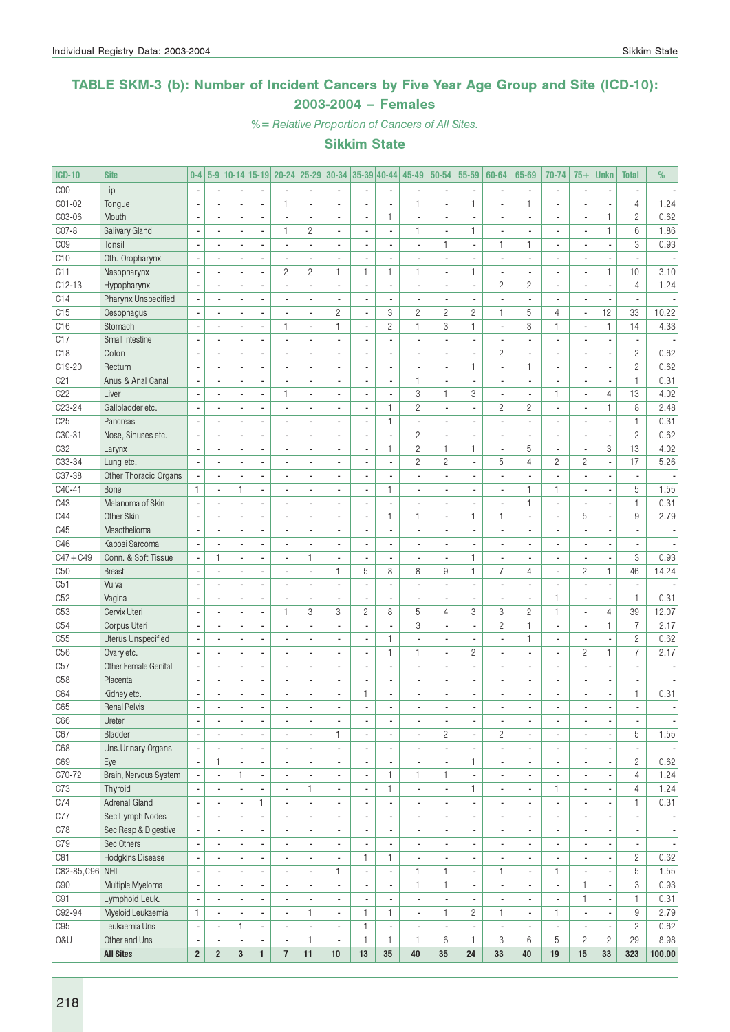# TABLE SKM-3 (b): Number of Incident Cancers by Five Year Age Group and Site (ICD-10): 2003-2004 – Females

*%= Relative Proportion of Cancers of All Sites.*

## Sikkim State

| ICD-10 | Site | 0-4 | 5-9 | 10-14 | 15-19 | 20-24 | 25-29 | 30-34 | 35-39 | 40-44 | 45-49 | 50-54 | 55-59 | 60-64 | 65-69 | 70-74 | 75+ | Unkn | Total | % |
|---|---|---|---|---|---|---|---|---|---|---|---|---|---|---|---|---|---|---|---|---|
| C00 | Lip | - | - | - | - | - | - | - | - | - | - | - | - | - | - | - | - | - | - | - |
| C01-02 | Tongue | - | - | - | - | 1 | - | - | - | - | 1 | - | 1 | - | 1 | - | - | - | 4 | 1.24 |
| C03-06 | Mouth | - | - | - | - | - | - | - | - | 1 | - | - | - | - | - | - | - | 1 | 2 | 0.62 |
| C07-8 | Salivary Gland | - | - | - | - | 1 | 2 | - | - | - | 1 | - | 1 | - | - | - | - | 1 | 6 | 1.86 |
| C09 | Tonsil | - | - | - | - | - | - | - | - | - | - | 1 | - | 1 | 1 | - | - | - | 3 | 0.93 |
| C10 | Oth. Oropharynx | - | - | - | - | - | - | - | - | - | - | - | - | - | - | - | - | - | - | - |
| C11 | Nasopharynx | - | - | - | - | 2 | 2 | 1 | 1 | 1 | 1 | - | 1 | - | - | - | - | 1 | 10 | 3.10 |
| C12-13 | Hypopharynx | - | - | - | - | - | - | - | - | - | - | - | - | 2 | 2 | - | - | - | 4 | 1.24 |
| C14 | Pharynx Unspecified | - | - | - | - | - | - | - | - | - | - | - | - | - | - | - | - | - | - | - |
| C15 | Oesophagus | - | - | - | - | - | - | 2 | - | 3 | 2 | 2 | 2 | 1 | 5 | 4 | - | 12 | 33 | 10.22 |
| C16 | Stomach | - | - | - | - | 1 | - | 1 | - | 2 | 1 | 3 | 1 | - | 3 | 1 | - | 1 | 14 | 4.33 |
| C17 | Small Intestine | - | - | - | - | - | - | - | - | - | - | - | - | - | - | - | - | - | - | - |
| C18 | Colon | - | - | - | - | - | - | - | - | - | - | - | - | 2 | - | - | - | - | 2 | 0.62 |
| C19-20 | Rectum | - | - | - | - | - | - | - | - | - | - | - | 1 | - | 1 | - | - | - | 2 | 0.62 |
| C21 | Anus & Anal Canal | - | - | - | - | - | - | - | - | - | 1 | - | - | - | - | - | - | - | 1 | 0.31 |
| C22 | Liver | - | - | - | - | 1 | - | - | - | - | 3 | 1 | 3 | - | - | 1 | - | 4 | 13 | 4.02 |
| C23-24 | Gallbladder etc. | - | - | - | - | - | - | - | - | 1 | 2 | - | - | 2 | 2 | - | - | 1 | 8 | 2.48 |
| C25 | Pancreas | - | - | - | - | - | - | - | - | 1 | - | - | - | - | - | - | - | - | 1 | 0.31 |
| C30-31 | Nose, Sinuses etc. | - | - | - | - | - | - | - | - | - | 2 | - | - | - | - | - | - | - | 2 | 0.62 |
| C32 | Larynx | - | - | - | - | - | - | - | - | 1 | 2 | 1 | 1 | - | 5 | - | - | 3 | 13 | 4.02 |
| C33-34 | Lung etc. | - | - | - | - | - | - | - | - | - | 2 | 2 | - | 5 | 4 | 2 | 2 | - | 17 | 5.26 |
| C37-38 | Other Thoracic Organs | - | - | - | - | - | - | - | - | - | - | - | - | - | - | - | - | - | - | - |
| C40-41 | Bone | 1 | - | 1 | - | - | - | - | - | 1 | - | - | - | - | 1 | 1 | - | - | 5 | 1.55 |
| C43 | Melanoma of Skin | - | - | - | - | - | - | - | - | - | - | - | - | - | 1 | - | - | - | 1 | 0.31 |
| C44 | Other Skin | - | - | - | - | - | - | - | - | 1 | 1 | - | 1 | 1 | - | - | 5 | - | 9 | 2.79 |
| C45 | Mesothelioma | - | - | - | - | - | - | - | - | - | - | - | - | - | - | - | - | - | - | - |
| C46 | Kaposi Sarcoma | - | - | - | - | - | - | - | - | - | - | - | - | - | - | - | - | - | - | - |
| C47+C49 | Conn. & Soft Tissue | - | 1 | - | - | - | 1 | - | - | - | - | - | 1 | - | - | - | - | - | 3 | 0.93 |
| C50 | Breast | - | - | - | - | - | - | 1 | 5 | 8 | 8 | 9 | 1 | 7 | 4 | - | 2 | 1 | 46 | 14.24 |
| C51 | Vulva | - | - | - | - | - | - | - | - | - | - | - | - | - | - | - | - | - | - | - |
| C52 | Vagina | - | - | - | - | - | - | - | - | - | - | - | - | - | - | 1 | - | - | 1 | 0.31 |
| C53 | Cervix Uteri | - | - | - | - | 1 | 3 | 3 | 2 | 8 | 5 | 4 | 3 | 3 | 2 | 1 | - | 4 | 39 | 12.07 |
| C54 | Corpus Uteri | - | - | - | - | - | - | - | - | - | 3 | - | - | 2 | 1 | - | - | 1 | 7 | 2.17 |
| C55 | Uterus Unspecified | - | - | - | - | - | - | - | - | 1 | - | - | - | - | 1 | - | - | - | 2 | 0.62 |
| C56 | Ovary etc. | - | - | - | - | - | - | - | - | 1 | 1 | - | 2 | - | - | - | 2 | 1 | 7 | 2.17 |
| C57 | Other Female Genital | - | - | - | - | - | - | - | - | - | - | - | - | - | - | - | - | - | - | - |
| C58 | Placenta | - | - | - | - | - | - | - | - | - | - | - | - | - | - | - | - | - | - | - |
| C64 | Kidney etc. | - | - | - | - | - | - | - | 1 | - | - | - | - | - | - | - | - | - | 1 | 0.31 |
| C65 | Renal Pelvis | - | - | - | - | - | - | - | - | - | - | - | - | - | - | - | - | - | - | - |
| C66 | Ureter | - | - | - | - | - | - | - | - | - | - | - | - | - | - | - | - | - | - | - |
| C67 | Bladder | - | - | - | - | - | - | 1 | - | - | - | 2 | - | 2 | - | - | - | - | 5 | 1.55 |
| C68 | Uns.Urinary Organs | - | - | - | - | - | - | - | - | - | - | - | - | - | - | - | - | - | - | - |
| C69 | Eye | - | 1 | - | - | - | - | - | - | - | - | - | 1 | - | - | - | - | - | 2 | 0.62 |
| C70-72 | Brain, Nervous System | - | - | 1 | - | - | - | - | - | 1 | 1 | 1 | - | - | - | - | - | - | 4 | 1.24 |
| C73 | Thyroid | - | - | - | - | - | 1 | - | - | 1 | - | - | 1 | - | - | 1 | - | - | 4 | 1.24 |
| C74 | Adrenal Gland | - | - | - | 1 | - | - | - | - | - | - | - | - | - | - | - | - | - | 1 | 0.31 |
| C77 | Sec Lymph Nodes | - | - | - | - | - | - | - | - | - | - | - | - | - | - | - | - | - | - | - |
| C78 | Sec Resp & Digestive | - | - | - | - | - | - | - | - | - | - | - | - | - | - | - | - | - | - | - |
| C79 | Sec Others | - | - | - | - | - | - | - | - | - | - | - | - | - | - | - | - | - | - | - |
| C81 | Hodgkins Disease | - | - | - | - | - | - | - | 1 | 1 | - | - | - | - | - | - | - | - | 2 | 0.62 |
| C82-85,C96 | NHL | - | - | - | - | - | - | 1 | - | - | 1 | 1 | - | 1 | - | 1 | - | - | 5 | 1.55 |
| C90 | Multiple Myeloma | - | - | - | - | - | - | - | - | - | 1 | 1 | - | - | - | - | 1 | - | 3 | 0.93 |
| C91 | Lymphoid Leuk. | - | - | - | - | - | - | - | - | - | - | - | - | - | - | - | 1 | - | 1 | 0.31 |
| C92-94 | Myeloid Leukaemia | 1 | - | - | - | - | 1 | - | 1 | 1 | - | 1 | 2 | 1 | - | 1 | - | - | 9 | 2.79 |
| C95 | Leukaemia Uns | - | - | 1 | - | - | - | - | 1 | - | - | - | - | - | - | - | - | - | 2 | 0.62 |
| O&U | Other and Uns | - | - | - | - | - | 1 | - | 1 | 1 | 1 | 6 | 1 | 3 | 6 | 5 | 2 | 2 | 29 | 8.98 |
| | **All Sites** | **2** | **2** | **3** | **1** | **7** | **11** | **10** | **13** | **35** | **40** | **35** | **24** | **33** | **40** | **19** | **15** | **33** | **323** | **100.00** |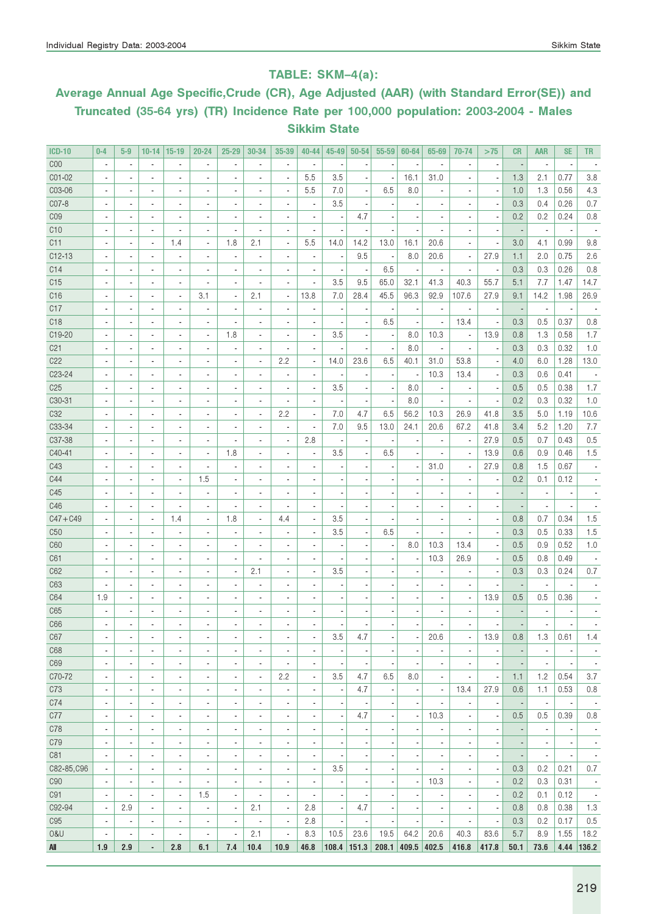## TABLE: SKM–4(a):

## Average Annual Age Specific,Crude (CR), Age Adjusted (AAR) (with Standard Error(SE)) and Truncated (35-64 yrs) (TR) Incidence Rate per 100,000 population: 2003-2004 - Males Sikkim State

| ICD-10 | 0-4 | 5-9 | 10-14 | 15-19 | 20-24 | 25-29 | 30-34 | 35-39 | 40-44 | 45-49 | 50-54 | 55-59 | 60-64 | 65-69 | 70-74 | >75 | CR | AAR | SE | TR |
|---|---|---|---|---|---|---|---|---|---|---|---|---|---|---|---|---|---|---|---|---|
| C00 | - | - | - | - | - | - | - | - | - | - | - | - | - | - | - | - | - | - | - | - |
| C01-02 | - | - | - | - | - | - | - | - | 5.5 | 3.5 | - | - | 16.1 | 31.0 | - | - | 1.3 | 2.1 | 0.77 | 3.8 |
| C03-06 | - | - | - | - | - | - | - | - | 5.5 | 7.0 | - | 6.5 | 8.0 | - | - | - | 1.0 | 1.3 | 0.56 | 4.3 |
| C07-8 | - | - | - | - | - | - | - | - | - | 3.5 | - | - | - | - | - | - | 0.3 | 0.4 | 0.26 | 0.7 |
| C09 | - | - | - | - | - | - | - | - | - | - | 4.7 | - | - | - | - | - | 0.2 | 0.2 | 0.24 | 0.8 |
| C10 | - | - | - | - | - | - | - | - | - | - | - | - | - | - | - | - | - | - | - | - |
| C11 | - | - | - | 1.4 | - | 1.8 | 2.1 | - | 5.5 | 14.0 | 14.2 | 13.0 | 16.1 | 20.6 | - | - | 3.0 | 4.1 | 0.99 | 9.8 |
| C12-13 | - | - | - | - | - | - | - | - | - | - | 9.5 | - | 8.0 | 20.6 | - | 27.9 | 1.1 | 2.0 | 0.75 | 2.6 |
| C14 | - | - | - | - | - | - | - | - | - | - | - | 6.5 | - | - | - | - | 0.3 | 0.3 | 0.26 | 0.8 |
| C15 | - | - | - | - | - | - | - | - | - | 3.5 | 9.5 | 65.0 | 32.1 | 41.3 | 40.3 | 55.7 | 5.1 | 7.7 | 1.47 | 14.7 |
| C16 | - | - | - | - | 3.1 | - | 2.1 | - | 13.8 | 7.0 | 28.4 | 45.5 | 96.3 | 92.9 | 107.6 | 27.9 | 9.1 | 14.2 | 1.98 | 26.9 |
| C17 | - | - | - | - | - | - | - | - | - | - | - | - | - | - | - | - | - | - | - | - |
| C18 | - | - | - | - | - | - | - | - | - | - | - | 6.5 | - | - | 13.4 | - | 0.3 | 0.5 | 0.37 | 0.8 |
| C19-20 | - | - | - | - | - | 1.8 | - | - | - | 3.5 | - | - | 8.0 | 10.3 | - | 13.9 | 0.8 | 1.3 | 0.58 | 1.7 |
| C21 | - | - | - | - | - | - | - | - | - | - | - | - | 8.0 | - | - | - | 0.3 | 0.3 | 0.32 | 1.0 |
| C22 | - | - | - | - | - | - | - | 2.2 | - | 14.0 | 23.6 | 6.5 | 40.1 | 31.0 | 53.8 | - | 4.0 | 6.0 | 1.28 | 13.0 |
| C23-24 | - | - | - | - | - | - | - | - | - | - | - | - | - | 10.3 | 13.4 | - | 0.3 | 0.6 | 0.41 | - |
| C25 | - | - | - | - | - | - | - | - | - | 3.5 | - | - | 8.0 | - | - | - | 0.5 | 0.5 | 0.38 | 1.7 |
| C30-31 | - | - | - | - | - | - | - | - | - | - | - | - | 8.0 | - | - | - | 0.2 | 0.3 | 0.32 | 1.0 |
| C32 | - | - | - | - | - | - | - | 2.2 | - | 7.0 | 4.7 | 6.5 | 56.2 | 10.3 | 26.9 | 41.8 | 3.5 | 5.0 | 1.19 | 10.6 |
| C33-34 | - | - | - | - | - | - | - | - | - | 7.0 | 9.5 | 13.0 | 24.1 | 20.6 | 67.2 | 41.8 | 3.4 | 5.2 | 1.20 | 7.7 |
| C37-38 | - | - | - | - | - | - | - | - | 2.8 | - | - | - | - | - | - | 27.9 | 0.5 | 0.7 | 0.43 | 0.5 |
| C40-41 | - | - | - | - | - | 1.8 | - | - | - | 3.5 | - | 6.5 | - | - | - | 13.9 | 0.6 | 0.9 | 0.46 | 1.5 |
| C43 | - | - | - | - | - | - | - | - | - | - | - | - | - | 31.0 | - | 27.9 | 0.8 | 1.5 | 0.67 | - |
| C44 | - | - | - | - | 1.5 | - | - | - | - | - | - | - | - | - | - | - | 0.2 | 0.1 | 0.12 | - |
| C45 | - | - | - | - | - | - | - | - | - | - | - | - | - | - | - | - | - | - | - | - |
| C46 | - | - | - | - | - | - | - | - | - | - | - | - | - | - | - | - | - | - | - | - |
| C47+C49 | - | - | - | 1.4 | - | 1.8 | - | 4.4 | - | 3.5 | - | - | - | - | - | - | 0.8 | 0.7 | 0.34 | 1.5 |
| C50 | - | - | - | - | - | - | - | - | - | 3.5 | - | 6.5 | - | - | - | - | 0.3 | 0.5 | 0.33 | 1.5 |
| C60 | - | - | - | - | - | - | - | - | - | - | - | - | 8.0 | 10.3 | 13.4 | - | 0.5 | 0.9 | 0.52 | 1.0 |
| C61 | - | - | - | - | - | - | - | - | - | - | - | - | - | 10.3 | 26.9 | - | 0.5 | 0.8 | 0.49 | - |
| C62 | - | - | - | - | - | - | 2.1 | - | - | 3.5 | - | - | - | - | - | - | 0.3 | 0.3 | 0.24 | 0.7 |
| C63 | - | - | - | - | - | - | - | - | - | - | - | - | - | - | - | - | - | - | - | - |
| C64 | 1.9 | - | - | - | - | - | - | - | - | - | - | - | - | - | - | 13.9 | 0.5 | 0.5 | 0.36 | - |
| C65 | - | - | - | - | - | - | - | - | - | - | - | - | - | - | - | - | - | - | - | - |
| C66 | - | - | - | - | - | - | - | - | - | - | - | - | - | - | - | - | - | - | - | - |
| C67 | - | - | - | - | - | - | - | - | - | 3.5 | 4.7 | - | - | 20.6 | - | 13.9 | 0.8 | 1.3 | 0.61 | 1.4 |
| C68 | - | - | - | - | - | - | - | - | - | - | - | - | - | - | - | - | - | - | - | - |
| C69 | - | - | - | - | - | - | - | - | - | - | - | - | - | - | - | - | - | - | - | - |
| C70-72 | - | - | - | - | - | - | - | 2.2 | - | 3.5 | 4.7 | 6.5 | 8.0 | - | - | - | 1.1 | 1.2 | 0.54 | 3.7 |
| C73 | - | - | - | - | - | - | - | - | - | - | 4.7 | - | - | - | 13.4 | 27.9 | 0.6 | 1.1 | 0.53 | 0.8 |
| C74 | - | - | - | - | - | - | - | - | - | - | - | - | - | - | - | - | - | - | - | - |
| C77 | - | - | - | - | - | - | - | - | - | - | 4.7 | - | - | 10.3 | - | - | 0.5 | 0.5 | 0.39 | 0.8 |
| C78 | - | - | - | - | - | - | - | - | - | - | - | - | - | - | - | - | - | - | - | - |
| C79 | - | - | - | - | - | - | - | - | - | - | - | - | - | - | - | - | - | - | - | - |
| C81 | - | - | - | - | - | - | - | - | - | - | - | - | - | - | - | - | - | - | - | - |
| C82-85,C96 | - | - | - | - | - | - | - | - | - | 3.5 | - | - | - | - | - | - | 0.3 | 0.2 | 0.21 | 0.7 |
| C90 | - | - | - | - | - | - | - | - | - | - | - | - | - | 10.3 | - | - | 0.2 | 0.3 | 0.31 | - |
| C91 | - | - | - | - | 1.5 | - | - | - | - | - | - | - | - | - | - | - | 0.2 | 0.1 | 0.12 | - |
| C92-94 | - | 2.9 | - | - | - | - | 2.1 | - | 2.8 | - | 4.7 | - | - | - | - | - | 0.8 | 0.8 | 0.38 | 1.3 |
| C95 | - | - | - | - | - | - | - | - | 2.8 | - | - | - | - | - | - | - | 0.3 | 0.2 | 0.17 | 0.5 |
| O&U | - | - | - | - | - | - | 2.1 | - | 8.3 | 10.5 | 23.6 | 19.5 | 64.2 | 20.6 | 40.3 | 83.6 | 5.7 | 8.9 | 1.55 | 18.2 |
| **All** | **1.9** | **2.9** | **-** | **2.8** | **6.1** | **7.4** | **10.4** | **10.9** | **46.8** | **108.4** | **151.3** | **208.1** | **409.5** | **402.5** | **416.8** | **417.8** | **50.1** | **73.6** | **4.44** | **136.2** |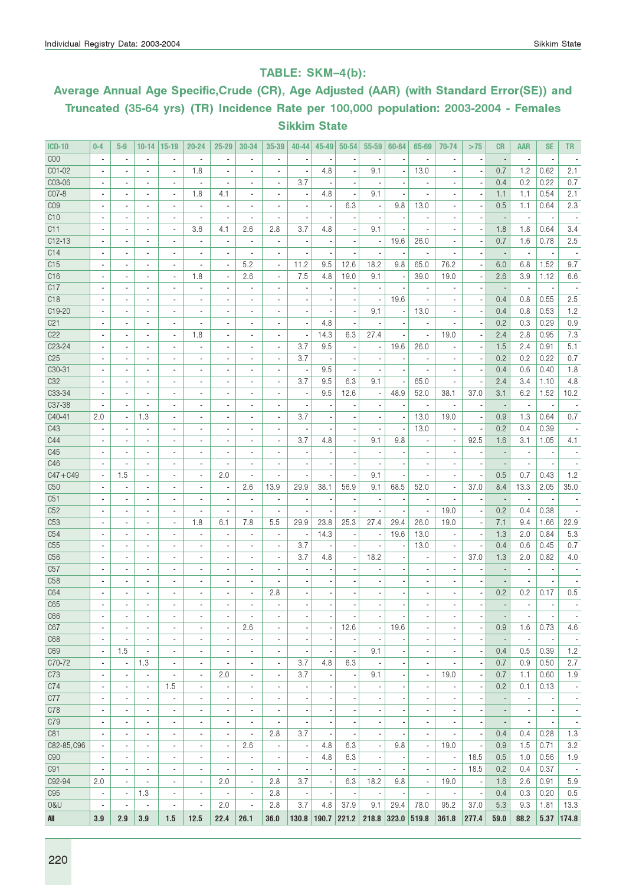## TABLE: SKM–4(b):

## Average Annual Age Specific,Crude (CR), Age Adjusted (AAR) (with Standard Error(SE)) and Truncated (35-64 yrs) (TR) Incidence Rate per 100,000 population: 2003-2004 - Females Sikkim State

| ICD-10 | 0-4 | 5-9 | 10-14 | 15-19 | 20-24 | 25-29 | 30-34 | 35-39 | 40-44 | 45-49 | 50-54 | 55-59 | 60-64 | 65-69 | 70-74 | >75 | CR | AAR | SE | TR |
|---|---|---|---|---|---|---|---|---|---|---|---|---|---|---|---|---|---|---|---|---|
| C00 | - | - | - | - | - | - | - | - | - | - | - | - | - | - | - | - | - | - | - | - |
| C01-02 | - | - | - | - | 1.8 | - | - | - | - | 4.8 | - | 9.1 | - | 13.0 | - | - | 0.7 | 1.2 | 0.62 | 2.1 |
| C03-06 | - | - | - | - | - | - | - | - | 3.7 | - | - | - | - | - | - | - | 0.4 | 0.2 | 0.22 | 0.7 |
| C07-8 | - | - | - | - | 1.8 | 4.1 | - | - | - | 4.8 | - | 9.1 | - | - | - | - | 1.1 | 1.1 | 0.54 | 2.1 |
| C09 | - | - | - | - | - | - | - | - | - | - | 6.3 | - | 9.8 | 13.0 | - | - | 0.5 | 1.1 | 0.64 | 2.3 |
| C10 | - | - | - | - | - | - | - | - | - | - | - | - | - | - | - | - | - | - | - | - |
| C11 | - | - | - | - | 3.6 | 4.1 | 2.6 | 2.8 | 3.7 | 4.8 | - | 9.1 | - | - | - | - | 1.8 | 1.8 | 0.64 | 3.4 |
| C12-13 | - | - | - | - | - | - | - | - | - | - | - | - | 19.6 | 26.0 | - | - | 0.7 | 1.6 | 0.78 | 2.5 |
| C14 | - | - | - | - | - | - | - | - | - | - | - | - | - | - | - | - | - | - | - | - |
| C15 | - | - | - | - | - | - | 5.2 | - | 11.2 | 9.5 | 12.6 | 18.2 | 9.8 | 65.0 | 76.2 | - | 6.0 | 6.8 | 1.52 | 9.7 |
| C16 | - | - | - | - | 1.8 | - | 2.6 | - | 7.5 | 4.8 | 19.0 | 9.1 | - | 39.0 | 19.0 | - | 2.6 | 3.9 | 1.12 | 6.6 |
| C17 | - | - | - | - | - | - | - | - | - | - | - | - | - | - | - | - | - | - | - | - |
| C18 | - | - | - | - | - | - | - | - | - | - | - | - | 19.6 | - | - | - | 0.4 | 0.8 | 0.55 | 2.5 |
| C19-20 | - | - | - | - | - | - | - | - | - | - | - | 9.1 | - | 13.0 | - | - | 0.4 | 0.8 | 0.53 | 1.2 |
| C21 | - | - | - | - | - | - | - | - | - | 4.8 | - | - | - | - | - | - | 0.2 | 0.3 | 0.29 | 0.9 |
| C22 | - | - | - | - | 1.8 | - | - | - | - | 14.3 | 6.3 | 27.4 | - | - | 19.0 | - | 2.4 | 2.8 | 0.95 | 7.3 |
| C23-24 | - | - | - | - | - | - | - | - | 3.7 | 9.5 | - | - | 19.6 | 26.0 | - | - | 1.5 | 2.4 | 0.91 | 5.1 |
| C25 | - | - | - | - | - | - | - | - | 3.7 | - | - | - | - | - | - | - | 0.2 | 0.2 | 0.22 | 0.7 |
| C30-31 | - | - | - | - | - | - | - | - | - | 9.5 | - | - | - | - | - | - | 0.4 | 0.6 | 0.40 | 1.8 |
| C32 | - | - | - | - | - | - | - | - | 3.7 | 9.5 | 6.3 | 9.1 | - | 65.0 | - | - | 2.4 | 3.4 | 1.10 | 4.8 |
| C33-34 | - | - | - | - | - | - | - | - | - | 9.5 | 12.6 | - | 48.9 | 52.0 | 38.1 | 37.0 | 3.1 | 6.2 | 1.52 | 10.2 |
| C37-38 | - | - | - | - | - | - | - | - | - | - | - | - | - | - | - | - | - | - | - | - |
| C40-41 | 2.0 | - | 1.3 | - | - | - | - | - | 3.7 | - | - | - | - | 13.0 | 19.0 | - | 0.9 | 1.3 | 0.64 | 0.7 |
| C43 | - | - | - | - | - | - | - | - | - | - | - | - | - | 13.0 | - | - | 0.2 | 0.4 | 0.39 | - |
| C44 | - | - | - | - | - | - | - | - | 3.7 | 4.8 | - | 9.1 | 9.8 | - | - | 92.5 | 1.6 | 3.1 | 1.05 | 4.1 |
| C45 | - | - | - | - | - | - | - | - | - | - | - | - | - | - | - | - | - | - | - | - |
| C46 | - | - | - | - | - | - | - | - | - | - | - | - | - | - | - | - | - | - | - | - |
| C47+C49 | - | 1.5 | - | - | - | 2.0 | - | - | - | - | - | 9.1 | - | - | - | - | 0.5 | 0.7 | 0.43 | 1.2 |
| C50 | - | - | - | - | - | - | 2.6 | 13.9 | 29.9 | 38.1 | 56.9 | 9.1 | 68.5 | 52.0 | - | 37.0 | 8.4 | 13.3 | 2.05 | 35.0 |
| C51 | - | - | - | - | - | - | - | - | - | - | - | - | - | - | - | - | - | - | - | - |
| C52 | - | - | - | - | - | - | - | - | - | - | - | - | - | - | 19.0 | - | 0.2 | 0.4 | 0.38 | - |
| C53 | - | - | - | - | 1.8 | 6.1 | 7.8 | 5.5 | 29.9 | 23.8 | 25.3 | 27.4 | 29.4 | 26.0 | 19.0 | - | 7.1 | 9.4 | 1.66 | 22.9 |
| C54 | - | - | - | - | - | - | - | - | - | 14.3 | - | - | 19.6 | 13.0 | - | - | 1.3 | 2.0 | 0.84 | 5.3 |
| C55 | - | - | - | - | - | - | - | - | 3.7 | - | - | - | - | 13.0 | - | - | 0.4 | 0.6 | 0.45 | 0.7 |
| C56 | - | - | - | - | - | - | - | - | 3.7 | 4.8 | - | 18.2 | - | - | - | 37.0 | 1.3 | 2.0 | 0.82 | 4.0 |
| C57 | - | - | - | - | - | - | - | - | - | - | - | - | - | - | - | - | - | - | - | - |
| C58 | - | - | - | - | - | - | - | - | - | - | - | - | - | - | - | - | - | - | - | - |
| C64 | - | - | - | - | - | - | - | 2.8 | - | - | - | - | - | - | - | - | 0.2 | 0.2 | 0.17 | 0.5 |
| C65 | - | - | - | - | - | - | - | - | - | - | - | - | - | - | - | - | - | - | - | - |
| C66 | - | - | - | - | - | - | - | - | - | - | - | - | - | - | - | - | - | - | - | - |
| C67 | - | - | - | - | - | - | 2.6 | - | - | - | 12.6 | - | 19.6 | - | - | - | 0.9 | 1.6 | 0.73 | 4.6 |
| C68 | - | - | - | - | - | - | - | - | - | - | - | - | - | - | - | - | - | - | - | - |
| C69 | - | 1.5 | - | - | - | - | - | - | - | - | - | 9.1 | - | - | - | - | 0.4 | 0.5 | 0.39 | 1.2 |
| C70-72 | - | - | 1.3 | - | - | - | - | - | 3.7 | 4.8 | 6.3 | - | - | - | - | - | 0.7 | 0.9 | 0.50 | 2.7 |
| C73 | - | - | - | - | - | 2.0 | - | - | 3.7 | - | - | 9.1 | - | - | 19.0 | - | 0.7 | 1.1 | 0.60 | 1.9 |
| C74 | - | - | - | 1.5 | - | - | - | - | - | - | - | - | - | - | - | - | 0.2 | 0.1 | 0.13 | - |
| C77 | - | - | - | - | - | - | - | - | - | - | - | - | - | - | - | - | - | - | - | - |
| C78 | - | - | - | - | - | - | - | - | - | - | - | - | - | - | - | - | - | - | - | - |
| C79 | - | - | - | - | - | - | - | - | - | - | - | - | - | - | - | - | - | - | - | - |
| C81 | - | - | - | - | - | - | - | 2.8 | 3.7 | - | - | - | - | - | - | - | 0.4 | 0.4 | 0.28 | 1.3 |
| C82-85,C96 | - | - | - | - | - | - | 2.6 | - | - | 4.8 | 6.3 | - | 9.8 | - | 19.0 | - | 0.9 | 1.5 | 0.71 | 3.2 |
| C90 | - | - | - | - | - | - | - | - | - | 4.8 | 6.3 | - | - | - | - | 18.5 | 0.5 | 1.0 | 0.56 | 1.9 |
| C91 | - | - | - | - | - | - | - | - | - | - | - | - | - | - | - | 18.5 | 0.2 | 0.4 | 0.37 | - |
| C92-94 | 2.0 | - | - | - | - | 2.0 | - | 2.8 | 3.7 | - | 6.3 | 18.2 | 9.8 | - | 19.0 | - | 1.6 | 2.6 | 0.91 | 5.9 |
| C95 | - | - | 1.3 | - | - | - | - | 2.8 | - | - | - | - | - | - | - | - | 0.4 | 0.3 | 0.20 | 0.5 |
| O&U | - | - | - | - | - | 2.0 | - | 2.8 | 3.7 | 4.8 | 37.9 | 9.1 | 29.4 | 78.0 | 95.2 | 37.0 | 5.3 | 9.3 | 1.81 | 13.3 |
| **All** | **3.9** | **2.9** | **3.9** | **1.5** | **12.5** | **22.4** | **26.1** | **36.0** | **130.8** | **190.7** | **221.2** | **218.8** | **323.0** | **519.8** | **361.8** | **277.4** | **59.0** | **88.2** | **5.37** | **174.8** |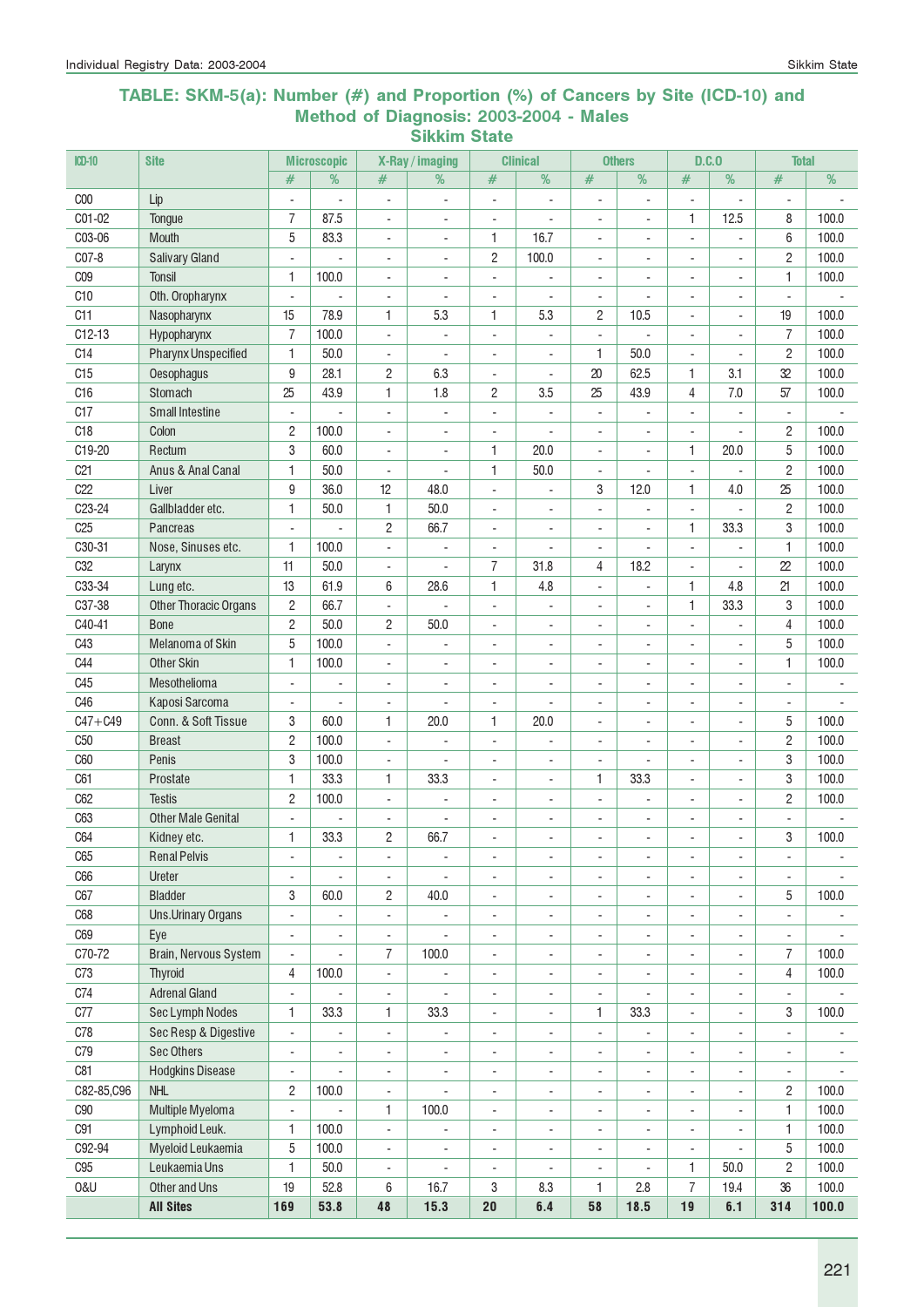## TABLE: SKM-5(a): Number (#) and Proportion (%) of Cancers by Site (ICD-10) and Method of Diagnosis: 2003-2004 - Males
### Sikkim State

| ICD-10 | Site | Microscopic | | X-Ray / imaging | | Clinical | | Others | | D.C.O | | Total | |
|---|---|---|---|---|---|---|---|---|---|---|---|---|---|
| | | # | % | # | % | # | % | # | % | # | % | # | % |
| C00 | Lip | - | - | - | - | - | - | - | - | - | - | - | - |
| C01-02 | Tongue | 7 | 87.5 | - | - | - | - | - | - | 1 | 12.5 | 8 | 100.0 |
| C03-06 | Mouth | 5 | 83.3 | - | - | 1 | 16.7 | - | - | - | - | 6 | 100.0 |
| C07-8 | Salivary Gland | - | - | - | - | 2 | 100.0 | - | - | - | - | 2 | 100.0 |
| C09 | Tonsil | 1 | 100.0 | - | - | - | - | - | - | - | - | 1 | 100.0 |
| C10 | Oth. Oropharynx | - | - | - | - | - | - | - | - | - | - | - | - |
| C11 | Nasopharynx | 15 | 78.9 | 1 | 5.3 | 1 | 5.3 | 2 | 10.5 | - | - | 19 | 100.0 |
| C12-13 | Hypopharynx | 7 | 100.0 | - | - | - | - | - | - | - | - | 7 | 100.0 |
| C14 | Pharynx Unspecified | 1 | 50.0 | - | - | - | - | 1 | 50.0 | - | - | 2 | 100.0 |
| C15 | Oesophagus | 9 | 28.1 | 2 | 6.3 | - | - | 20 | 62.5 | 1 | 3.1 | 32 | 100.0 |
| C16 | Stomach | 25 | 43.9 | 1 | 1.8 | 2 | 3.5 | 25 | 43.9 | 4 | 7.0 | 57 | 100.0 |
| C17 | Small Intestine | - | - | - | - | - | - | - | - | - | - | - | - |
| C18 | Colon | 2 | 100.0 | - | - | - | - | - | - | - | - | 2 | 100.0 |
| C19-20 | Rectum | 3 | 60.0 | - | - | 1 | 20.0 | - | - | 1 | 20.0 | 5 | 100.0 |
| C21 | Anus & Anal Canal | 1 | 50.0 | - | - | 1 | 50.0 | - | - | - | - | 2 | 100.0 |
| C22 | Liver | 9 | 36.0 | 12 | 48.0 | - | - | 3 | 12.0 | 1 | 4.0 | 25 | 100.0 |
| C23-24 | Gallbladder etc. | 1 | 50.0 | 1 | 50.0 | - | - | - | - | - | - | 2 | 100.0 |
| C25 | Pancreas | - | - | 2 | 66.7 | - | - | - | - | 1 | 33.3 | 3 | 100.0 |
| C30-31 | Nose, Sinuses etc. | 1 | 100.0 | - | - | - | - | - | - | - | - | 1 | 100.0 |
| C32 | Larynx | 11 | 50.0 | - | - | 7 | 31.8 | 4 | 18.2 | - | - | 22 | 100.0 |
| C33-34 | Lung etc. | 13 | 61.9 | 6 | 28.6 | 1 | 4.8 | - | - | 1 | 4.8 | 21 | 100.0 |
| C37-38 | Other Thoracic Organs | 2 | 66.7 | - | - | - | - | - | - | 1 | 33.3 | 3 | 100.0 |
| C40-41 | Bone | 2 | 50.0 | 2 | 50.0 | - | - | - | - | - | - | 4 | 100.0 |
| C43 | Melanoma of Skin | 5 | 100.0 | - | - | - | - | - | - | - | - | 5 | 100.0 |
| C44 | Other Skin | 1 | 100.0 | - | - | - | - | - | - | - | - | 1 | 100.0 |
| C45 | Mesothelioma | - | - | - | - | - | - | - | - | - | - | - | - |
| C46 | Kaposi Sarcoma | - | - | - | - | - | - | - | - | - | - | - | - |
| C47+C49 | Conn. & Soft Tissue | 3 | 60.0 | 1 | 20.0 | 1 | 20.0 | - | - | - | - | 5 | 100.0 |
| C50 | Breast | 2 | 100.0 | - | - | - | - | - | - | - | - | 2 | 100.0 |
| C60 | Penis | 3 | 100.0 | - | - | - | - | - | - | - | - | 3 | 100.0 |
| C61 | Prostate | 1 | 33.3 | 1 | 33.3 | - | - | 1 | 33.3 | - | - | 3 | 100.0 |
| C62 | Testis | 2 | 100.0 | - | - | - | - | - | - | - | - | 2 | 100.0 |
| C63 | Other Male Genital | - | - | - | - | - | - | - | - | - | - | - | - |
| C64 | Kidney etc. | 1 | 33.3 | 2 | 66.7 | - | - | - | - | - | - | 3 | 100.0 |
| C65 | Renal Pelvis | - | - | - | - | - | - | - | - | - | - | - | - |
| C66 | Ureter | - | - | - | - | - | - | - | - | - | - | - | - |
| C67 | Bladder | 3 | 60.0 | 2 | 40.0 | - | - | - | - | - | - | 5 | 100.0 |
| C68 | Uns.Urinary Organs | - | - | - | - | - | - | - | - | - | - | - | - |
| C69 | Eye | - | - | - | - | - | - | - | - | - | - | - | - |
| C70-72 | Brain, Nervous System | - | - | 7 | 100.0 | - | - | - | - | - | - | 7 | 100.0 |
| C73 | Thyroid | 4 | 100.0 | - | - | - | - | - | - | - | - | 4 | 100.0 |
| C74 | Adrenal Gland | - | - | - | - | - | - | - | - | - | - | - | - |
| C77 | Sec Lymph Nodes | 1 | 33.3 | 1 | 33.3 | - | - | 1 | 33.3 | - | - | 3 | 100.0 |
| C78 | Sec Resp & Digestive | - | - | - | - | - | - | - | - | - | - | - | - |
| C79 | Sec Others | - | - | - | - | - | - | - | - | - | - | - | - |
| C81 | Hodgkins Disease | - | - | - | - | - | - | - | - | - | - | - | - |
| C82-85,C96 | NHL | 2 | 100.0 | - | - | - | - | - | - | - | - | 2 | 100.0 |
| C90 | Multiple Myeloma | - | - | 1 | 100.0 | - | - | - | - | - | - | 1 | 100.0 |
| C91 | Lymphoid Leuk. | 1 | 100.0 | - | - | - | - | - | - | - | - | 1 | 100.0 |
| C92-94 | Myeloid Leukaemia | 5 | 100.0 | - | - | - | - | - | - | - | - | 5 | 100.0 |
| C95 | Leukaemia Uns | 1 | 50.0 | - | - | - | - | - | - | 1 | 50.0 | 2 | 100.0 |
| O&U | Other and Uns | 19 | 52.8 | 6 | 16.7 | 3 | 8.3 | 1 | 2.8 | 7 | 19.4 | 36 | 100.0 |
| | **All Sites** | **169** | **53.8** | **48** | **15.3** | **20** | **6.4** | **58** | **18.5** | **19** | **6.1** | **314** | **100.0** |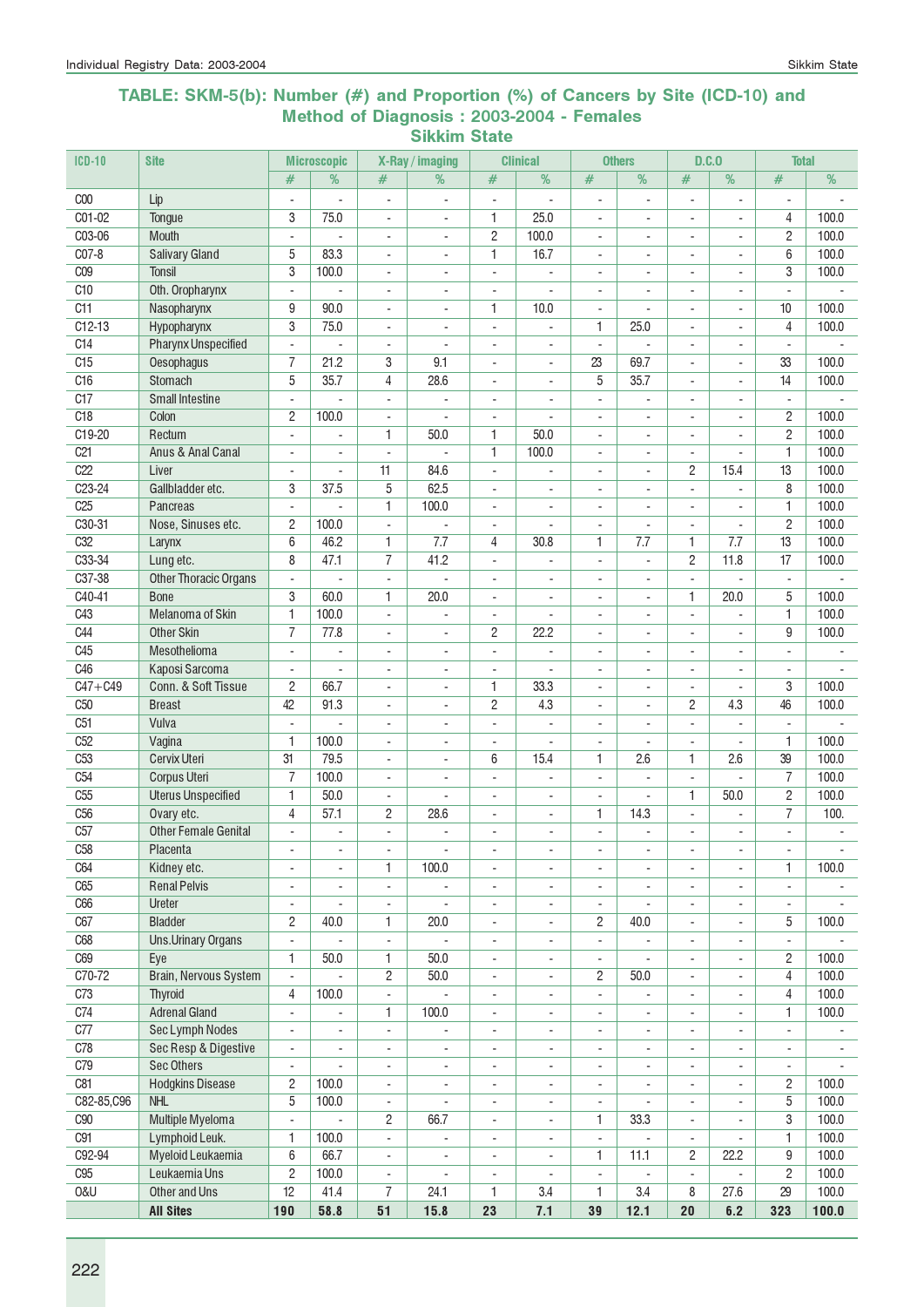## TABLE: SKM-5(b): Number (#) and Proportion (%) of Cancers by Site (ICD-10) and Method of Diagnosis : 2003-2004 - Females
### Sikkim State

| ICD-10 | Site | Microscopic | | X-Ray / imaging | | Clinical | | Others | | D.C.O | | Total | |
|---|---|---|---|---|---|---|---|---|---|---|---|---|---|
| | | # | % | # | % | # | % | # | % | # | % | # | % |
| C00 | Lip | - | - | - | - | - | - | - | - | - | - | - | - |
| C01-02 | Tongue | 3 | 75.0 | - | - | 1 | 25.0 | - | - | - | - | 4 | 100.0 |
| C03-06 | Mouth | - | - | - | - | 2 | 100.0 | - | - | - | - | 2 | 100.0 |
| C07-8 | Salivary Gland | 5 | 83.3 | - | - | 1 | 16.7 | - | - | - | - | 6 | 100.0 |
| C09 | Tonsil | 3 | 100.0 | - | - | - | - | - | - | - | - | 3 | 100.0 |
| C10 | Oth. Oropharynx | - | - | - | - | - | - | - | - | - | - | - | - |
| C11 | Nasopharynx | 9 | 90.0 | - | - | 1 | 10.0 | - | - | - | - | 10 | 100.0 |
| C12-13 | Hypopharynx | 3 | 75.0 | - | - | - | - | 1 | 25.0 | - | - | 4 | 100.0 |
| C14 | Pharynx Unspecified | - | - | - | - | - | - | - | - | - | - | - | - |
| C15 | Oesophagus | 7 | 21.2 | 3 | 9.1 | - | - | 23 | 69.7 | - | - | 33 | 100.0 |
| C16 | Stomach | 5 | 35.7 | 4 | 28.6 | - | - | 5 | 35.7 | - | - | 14 | 100.0 |
| C17 | Small Intestine | - | - | - | - | - | - | - | - | - | - | - | - |
| C18 | Colon | 2 | 100.0 | - | - | - | - | - | - | - | - | 2 | 100.0 |
| C19-20 | Rectum | - | - | 1 | 50.0 | 1 | 50.0 | - | - | - | - | 2 | 100.0 |
| C21 | Anus & Anal Canal | - | - | - | - | 1 | 100.0 | - | - | - | - | 1 | 100.0 |
| C22 | Liver | - | - | 11 | 84.6 | - | - | - | - | 2 | 15.4 | 13 | 100.0 |
| C23-24 | Gallbladder etc. | 3 | 37.5 | 5 | 62.5 | - | - | - | - | - | - | 8 | 100.0 |
| C25 | Pancreas | - | - | 1 | 100.0 | - | - | - | - | - | - | 1 | 100.0 |
| C30-31 | Nose, Sinuses etc. | 2 | 100.0 | - | - | - | - | - | - | - | - | 2 | 100.0 |
| C32 | Larynx | 6 | 46.2 | 1 | 7.7 | 4 | 30.8 | 1 | 7.7 | 1 | 7.7 | 13 | 100.0 |
| C33-34 | Lung etc. | 8 | 47.1 | 7 | 41.2 | - | - | - | - | 2 | 11.8 | 17 | 100.0 |
| C37-38 | Other Thoracic Organs | - | - | - | - | - | - | - | - | - | - | - | - |
| C40-41 | Bone | 3 | 60.0 | 1 | 20.0 | - | - | - | - | 1 | 20.0 | 5 | 100.0 |
| C43 | Melanoma of Skin | 1 | 100.0 | - | - | - | - | - | - | - | - | 1 | 100.0 |
| C44 | Other Skin | 7 | 77.8 | - | - | 2 | 22.2 | - | - | - | - | 9 | 100.0 |
| C45 | Mesothelioma | - | - | - | - | - | - | - | - | - | - | - | - |
| C46 | Kaposi Sarcoma | - | - | - | - | - | - | - | - | - | - | - | - |
| C47+C49 | Conn. & Soft Tissue | 2 | 66.7 | - | - | 1 | 33.3 | - | - | - | - | 3 | 100.0 |
| C50 | Breast | 42 | 91.3 | - | - | 2 | 4.3 | - | - | 2 | 4.3 | 46 | 100.0 |
| C51 | Vulva | - | - | - | - | - | - | - | - | - | - | - | - |
| C52 | Vagina | 1 | 100.0 | - | - | - | - | - | - | - | - | 1 | 100.0 |
| C53 | Cervix Uteri | 31 | 79.5 | - | - | 6 | 15.4 | 1 | 2.6 | 1 | 2.6 | 39 | 100.0 |
| C54 | Corpus Uteri | 7 | 100.0 | - | - | - | - | - | - | - | - | 7 | 100.0 |
| C55 | Uterus Unspecified | 1 | 50.0 | - | - | - | - | - | - | 1 | 50.0 | 2 | 100.0 |
| C56 | Ovary etc. | 4 | 57.1 | 2 | 28.6 | - | - | 1 | 14.3 | - | - | 7 | 100. |
| C57 | Other Female Genital | - | - | - | - | - | - | - | - | - | - | - | - |
| C58 | Placenta | - | - | - | - | - | - | - | - | - | - | - | - |
| C64 | Kidney etc. | - | - | 1 | 100.0 | - | - | - | - | - | - | 1 | 100.0 |
| C65 | Renal Pelvis | - | - | - | - | - | - | - | - | - | - | - | - |
| C66 | Ureter | - | - | - | - | - | - | - | - | - | - | - | - |
| C67 | Bladder | 2 | 40.0 | 1 | 20.0 | - | - | 2 | 40.0 | - | - | 5 | 100.0 |
| C68 | Uns.Urinary Organs | - | - | - | - | - | - | - | - | - | - | - | - |
| C69 | Eye | 1 | 50.0 | 1 | 50.0 | - | - | - | - | - | - | 2 | 100.0 |
| C70-72 | Brain, Nervous System | - | - | 2 | 50.0 | - | - | 2 | 50.0 | - | - | 4 | 100.0 |
| C73 | Thyroid | 4 | 100.0 | - | - | - | - | - | - | - | - | 4 | 100.0 |
| C74 | Adrenal Gland | - | - | 1 | 100.0 | - | - | - | - | - | - | 1 | 100.0 |
| C77 | Sec Lymph Nodes | - | - | - | - | - | - | - | - | - | - | - | - |
| C78 | Sec Resp & Digestive | - | - | - | - | - | - | - | - | - | - | - | - |
| C79 | Sec Others | - | - | - | - | - | - | - | - | - | - | - | - |
| C81 | Hodgkins Disease | 2 | 100.0 | - | - | - | - | - | - | - | - | 2 | 100.0 |
| C82-85,C96 | NHL | 5 | 100.0 | - | - | - | - | - | - | - | - | 5 | 100.0 |
| C90 | Multiple Myeloma | - | - | 2 | 66.7 | - | - | 1 | 33.3 | - | - | 3 | 100.0 |
| C91 | Lymphoid Leuk. | 1 | 100.0 | - | - | - | - | - | - | - | - | 1 | 100.0 |
| C92-94 | Myeloid Leukaemia | 6 | 66.7 | - | - | - | - | 1 | 11.1 | 2 | 22.2 | 9 | 100.0 |
| C95 | Leukaemia Uns | 2 | 100.0 | - | - | - | - | - | - | - | - | 2 | 100.0 |
| O&U | Other and Uns | 12 | 41.4 | 7 | 24.1 | 1 | 3.4 | 1 | 3.4 | 8 | 27.6 | 29 | 100.0 |
| | **All Sites** | **190** | **58.8** | **51** | **15.8** | **23** | **7.1** | **39** | **12.1** | **20** | **6.2** | **323** | **100.0** |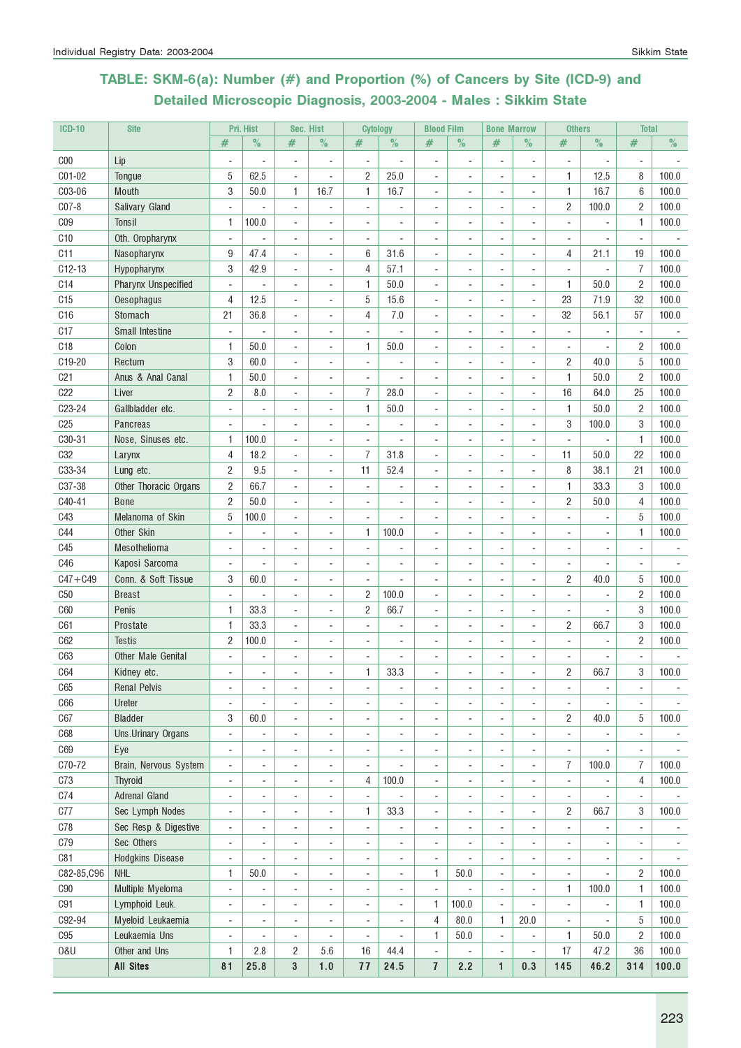## TABLE: SKM-6(a): Number (#) and Proportion (%) of Cancers by Site (ICD-9) and Detailed Microscopic Diagnosis, 2003-2004 - Males : Sikkim State

| ICD-10 | Site | Pri. Hist | | Sec. Hist | | Cytology | | Blood Film | | Bone Marrow | | Others | | Total | |
|---|---|---|---|---|---|---|---|---|---|---|---|---|---|---|---|
| | | # | % | # | % | # | % | # | % | # | % | # | % | # | % |
| C00 | Lip | - | - | - | - | - | - | - | - | - | - | - | - | - | - |
| C01-02 | Tongue | 5 | 62.5 | - | - | 2 | 25.0 | - | - | - | - | 1 | 12.5 | 8 | 100.0 |
| C03-06 | Mouth | 3 | 50.0 | 1 | 16.7 | 1 | 16.7 | - | - | - | - | 1 | 16.7 | 6 | 100.0 |
| C07-8 | Salivary Gland | - | - | - | - | - | - | - | - | - | - | 2 | 100.0 | 2 | 100.0 |
| C09 | Tonsil | 1 | 100.0 | - | - | - | - | - | - | - | - | - | - | 1 | 100.0 |
| C10 | Oth. Oropharynx | - | - | - | - | - | - | - | - | - | - | - | - | - | - |
| C11 | Nasopharynx | 9 | 47.4 | - | - | 6 | 31.6 | - | - | - | - | 4 | 21.1 | 19 | 100.0 |
| C12-13 | Hypopharynx | 3 | 42.9 | - | - | 4 | 57.1 | - | - | - | - | - | - | 7 | 100.0 |
| C14 | Pharynx Unspecified | - | - | - | - | 1 | 50.0 | - | - | - | - | 1 | 50.0 | 2 | 100.0 |
| C15 | Oesophagus | 4 | 12.5 | - | - | 5 | 15.6 | - | - | - | - | 23 | 71.9 | 32 | 100.0 |
| C16 | Stomach | 21 | 36.8 | - | - | 4 | 7.0 | - | - | - | - | 32 | 56.1 | 57 | 100.0 |
| C17 | Small Intestine | - | - | - | - | - | - | - | - | - | - | - | - | - | - |
| C18 | Colon | 1 | 50.0 | - | - | 1 | 50.0 | - | - | - | - | - | - | 2 | 100.0 |
| C19-20 | Rectum | 3 | 60.0 | - | - | - | - | - | - | - | - | 2 | 40.0 | 5 | 100.0 |
| C21 | Anus & Anal Canal | 1 | 50.0 | - | - | - | - | - | - | - | - | 1 | 50.0 | 2 | 100.0 |
| C22 | Liver | 2 | 8.0 | - | - | 7 | 28.0 | - | - | - | - | 16 | 64.0 | 25 | 100.0 |
| C23-24 | Gallbladder etc. | - | - | - | - | 1 | 50.0 | - | - | - | - | 1 | 50.0 | 2 | 100.0 |
| C25 | Pancreas | - | - | - | - | - | - | - | - | - | - | 3 | 100.0 | 3 | 100.0 |
| C30-31 | Nose, Sinuses etc. | 1 | 100.0 | - | - | - | - | - | - | - | - | - | - | 1 | 100.0 |
| C32 | Larynx | 4 | 18.2 | - | - | 7 | 31.8 | - | - | - | - | 11 | 50.0 | 22 | 100.0 |
| C33-34 | Lung etc. | 2 | 9.5 | - | - | 11 | 52.4 | - | - | - | - | 8 | 38.1 | 21 | 100.0 |
| C37-38 | Other Thoracic Organs | 2 | 66.7 | - | - | - | - | - | - | - | - | 1 | 33.3 | 3 | 100.0 |
| C40-41 | Bone | 2 | 50.0 | - | - | - | - | - | - | - | - | 2 | 50.0 | 4 | 100.0 |
| C43 | Melanoma of Skin | 5 | 100.0 | - | - | - | - | - | - | - | - | - | - | 5 | 100.0 |
| C44 | Other Skin | - | - | - | - | 1 | 100.0 | - | - | - | - | - | - | 1 | 100.0 |
| C45 | Mesothelioma | - | - | - | - | - | - | - | - | - | - | - | - | - | - |
| C46 | Kaposi Sarcoma | - | - | - | - | - | - | - | - | - | - | - | - | - | - |
| C47+C49 | Conn. & Soft Tissue | 3 | 60.0 | - | - | - | - | - | - | - | - | 2 | 40.0 | 5 | 100.0 |
| C50 | Breast | - | - | - | - | 2 | 100.0 | - | - | - | - | - | - | 2 | 100.0 |
| C60 | Penis | 1 | 33.3 | - | - | 2 | 66.7 | - | - | - | - | - | - | 3 | 100.0 |
| C61 | Prostate | 1 | 33.3 | - | - | - | - | - | - | - | - | 2 | 66.7 | 3 | 100.0 |
| C62 | Testis | 2 | 100.0 | - | - | - | - | - | - | - | - | - | - | 2 | 100.0 |
| C63 | Other Male Genital | - | - | - | - | - | - | - | - | - | - | - | - | - | - |
| C64 | Kidney etc. | - | - | - | - | 1 | 33.3 | - | - | - | - | 2 | 66.7 | 3 | 100.0 |
| C65 | Renal Pelvis | - | - | - | - | - | - | - | - | - | - | - | - | - | - |
| C66 | Ureter | - | - | - | - | - | - | - | - | - | - | - | - | - | - |
| C67 | Bladder | 3 | 60.0 | - | - | - | - | - | - | - | - | 2 | 40.0 | 5 | 100.0 |
| C68 | Uns.Urinary Organs | - | - | - | - | - | - | - | - | - | - | - | - | - | - |
| C69 | Eye | - | - | - | - | - | - | - | - | - | - | - | - | - | - |
| C70-72 | Brain, Nervous System | - | - | - | - | - | - | - | - | - | - | 7 | 100.0 | 7 | 100.0 |
| C73 | Thyroid | - | - | - | - | 4 | 100.0 | - | - | - | - | - | - | 4 | 100.0 |
| C74 | Adrenal Gland | - | - | - | - | - | - | - | - | - | - | - | - | - | - |
| C77 | Sec Lymph Nodes | - | - | - | - | 1 | 33.3 | - | - | - | - | 2 | 66.7 | 3 | 100.0 |
| C78 | Sec Resp & Digestive | - | - | - | - | - | - | - | - | - | - | - | - | - | - |
| C79 | Sec Others | - | - | - | - | - | - | - | - | - | - | - | - | - | - |
| C81 | Hodgkins Disease | - | - | - | - | - | - | - | - | - | - | - | - | - | - |
| C82-85,C96 | NHL | 1 | 50.0 | - | - | - | - | 1 | 50.0 | - | - | - | - | 2 | 100.0 |
| C90 | Multiple Myeloma | - | - | - | - | - | - | - | - | - | - | 1 | 100.0 | 1 | 100.0 |
| C91 | Lymphoid Leuk. | - | - | - | - | - | - | 1 | 100.0 | - | - | - | - | 1 | 100.0 |
| C92-94 | Myeloid Leukaemia | - | - | - | - | - | - | 4 | 80.0 | 1 | 20.0 | - | - | 5 | 100.0 |
| C95 | Leukaemia Uns | - | - | - | - | - | - | 1 | 50.0 | - | - | 1 | 50.0 | 2 | 100.0 |
| O&U | Other and Uns | 1 | 2.8 | 2 | 5.6 | 16 | 44.4 | - | - | - | - | 17 | 47.2 | 36 | 100.0 |
| | **All Sites** | **81** | **25.8** | **3** | **1.0** | **77** | **24.5** | **7** | **2.2** | **1** | **0.3** | **145** | **46.2** | **314** | **100.0** |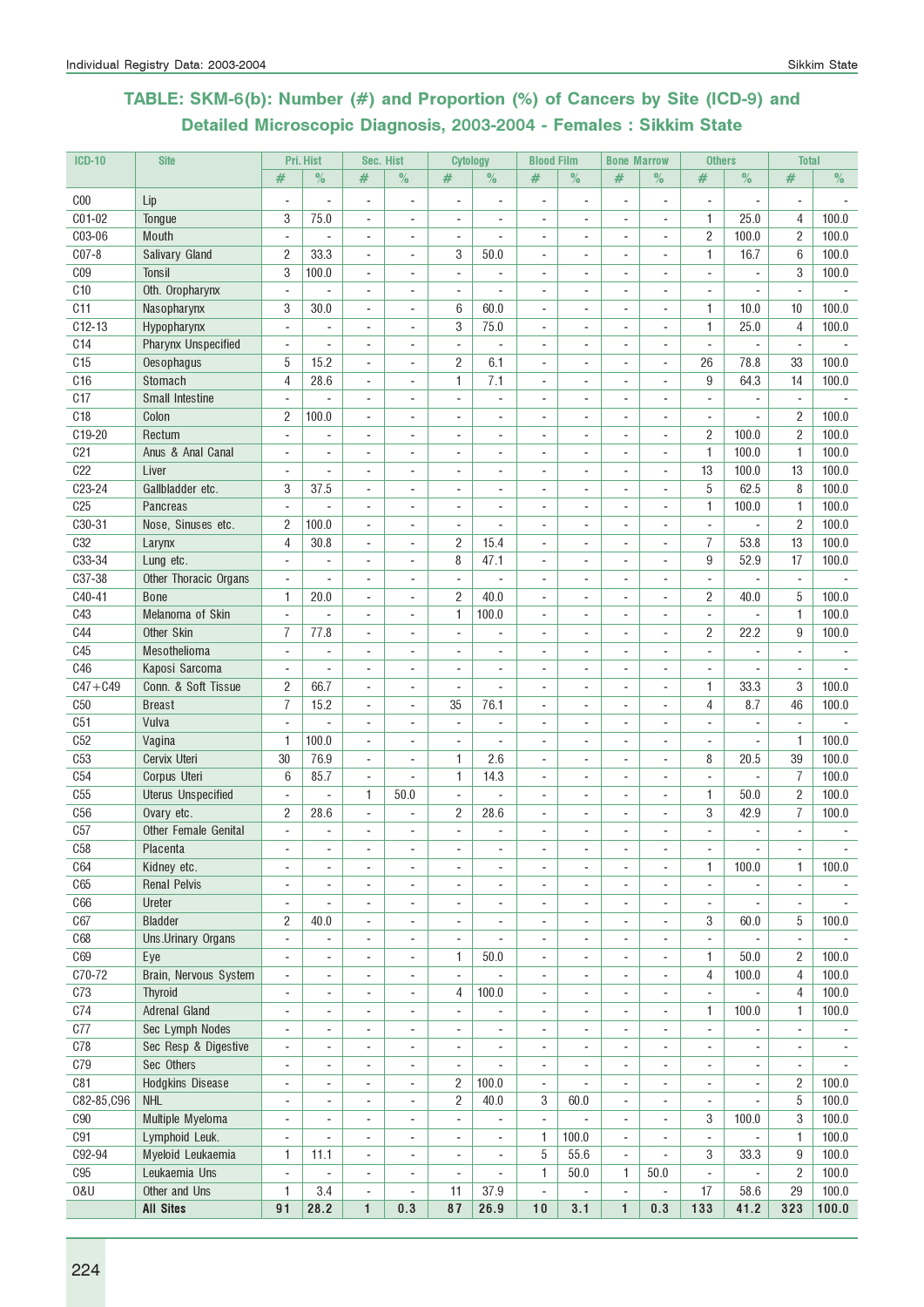## TABLE: SKM-6(b): Number (#) and Proportion (%) of Cancers by Site (ICD-9) and Detailed Microscopic Diagnosis, 2003-2004 - Females : Sikkim State

| ICD-10 | Site | Pri. Hist | | Sec. Hist | | Cytology | | Blood Film | | Bone Marrow | | Others | | Total | |
|---|---|---|---|---|---|---|---|---|---|---|---|---|---|---|---|
| | | # | % | # | % | # | % | # | % | # | % | # | % | # | % |
| C00 | Lip | - | - | - | - | - | - | - | - | - | - | - | - | - | - |
| C01-02 | Tongue | 3 | 75.0 | - | - | - | - | - | - | - | - | 1 | 25.0 | 4 | 100.0 |
| C03-06 | Mouth | - | - | - | - | - | - | - | - | - | - | 2 | 100.0 | 2 | 100.0 |
| C07-8 | Salivary Gland | 2 | 33.3 | - | - | 3 | 50.0 | - | - | - | - | 1 | 16.7 | 6 | 100.0 |
| C09 | Tonsil | 3 | 100.0 | - | - | - | - | - | - | - | - | - | - | 3 | 100.0 |
| C10 | Oth. Oropharynx | - | - | - | - | - | - | - | - | - | - | - | - | - | - |
| C11 | Nasopharynx | 3 | 30.0 | - | - | 6 | 60.0 | - | - | - | - | 1 | 10.0 | 10 | 100.0 |
| C12-13 | Hypopharynx | - | - | - | - | 3 | 75.0 | - | - | - | - | 1 | 25.0 | 4 | 100.0 |
| C14 | Pharynx Unspecified | - | - | - | - | - | - | - | - | - | - | - | - | - | - |
| C15 | Oesophagus | 5 | 15.2 | - | - | 2 | 6.1 | - | - | - | - | 26 | 78.8 | 33 | 100.0 |
| C16 | Stomach | 4 | 28.6 | - | - | 1 | 7.1 | - | - | - | - | 9 | 64.3 | 14 | 100.0 |
| C17 | Small Intestine | - | - | - | - | - | - | - | - | - | - | - | - | - | - |
| C18 | Colon | 2 | 100.0 | - | - | - | - | - | - | - | - | - | - | 2 | 100.0 |
| C19-20 | Rectum | - | - | - | - | - | - | - | - | - | - | 2 | 100.0 | 2 | 100.0 |
| C21 | Anus & Anal Canal | - | - | - | - | - | - | - | - | - | - | 1 | 100.0 | 1 | 100.0 |
| C22 | Liver | - | - | - | - | - | - | - | - | - | - | 13 | 100.0 | 13 | 100.0 |
| C23-24 | Gallbladder etc. | 3 | 37.5 | - | - | - | - | - | - | - | - | 5 | 62.5 | 8 | 100.0 |
| C25 | Pancreas | - | - | - | - | - | - | - | - | - | - | 1 | 100.0 | 1 | 100.0 |
| C30-31 | Nose, Sinuses etc. | 2 | 100.0 | - | - | - | - | - | - | - | - | - | - | 2 | 100.0 |
| C32 | Larynx | 4 | 30.8 | - | - | 2 | 15.4 | - | - | - | - | 7 | 53.8 | 13 | 100.0 |
| C33-34 | Lung etc. | - | - | - | - | 8 | 47.1 | - | - | - | - | 9 | 52.9 | 17 | 100.0 |
| C37-38 | Other Thoracic Organs | - | - | - | - | - | - | - | - | - | - | - | - | - | - |
| C40-41 | Bone | 1 | 20.0 | - | - | 2 | 40.0 | - | - | - | - | 2 | 40.0 | 5 | 100.0 |
| C43 | Melanoma of Skin | - | - | - | - | 1 | 100.0 | - | - | - | - | - | - | 1 | 100.0 |
| C44 | Other Skin | 7 | 77.8 | - | - | - | - | - | - | - | - | 2 | 22.2 | 9 | 100.0 |
| C45 | Mesothelioma | - | - | - | - | - | - | - | - | - | - | - | - | - | - |
| C46 | Kaposi Sarcoma | - | - | - | - | - | - | - | - | - | - | - | - | - | - |
| C47+C49 | Conn. & Soft Tissue | 2 | 66.7 | - | - | - | - | - | - | - | - | 1 | 33.3 | 3 | 100.0 |
| C50 | Breast | 7 | 15.2 | - | - | 35 | 76.1 | - | - | - | - | 4 | 8.7 | 46 | 100.0 |
| C51 | Vulva | - | - | - | - | - | - | - | - | - | - | - | - | - | - |
| C52 | Vagina | 1 | 100.0 | - | - | - | - | - | - | - | - | - | - | 1 | 100.0 |
| C53 | Cervix Uteri | 30 | 76.9 | - | - | 1 | 2.6 | - | - | - | - | 8 | 20.5 | 39 | 100.0 |
| C54 | Corpus Uteri | 6 | 85.7 | - | - | 1 | 14.3 | - | - | - | - | - | - | 7 | 100.0 |
| C55 | Uterus Unspecified | - | - | 1 | 50.0 | - | - | - | - | - | - | 1 | 50.0 | 2 | 100.0 |
| C56 | Ovary etc. | 2 | 28.6 | - | - | 2 | 28.6 | - | - | - | - | 3 | 42.9 | 7 | 100.0 |
| C57 | Other Female Genital | - | - | - | - | - | - | - | - | - | - | - | - | - | - |
| C58 | Placenta | - | - | - | - | - | - | - | - | - | - | - | - | - | - |
| C64 | Kidney etc. | - | - | - | - | - | - | - | - | - | - | 1 | 100.0 | 1 | 100.0 |
| C65 | Renal Pelvis | - | - | - | - | - | - | - | - | - | - | - | - | - | - |
| C66 | Ureter | - | - | - | - | - | - | - | - | - | - | - | - | - | - |
| C67 | Bladder | 2 | 40.0 | - | - | - | - | - | - | - | - | 3 | 60.0 | 5 | 100.0 |
| C68 | Uns.Urinary Organs | - | - | - | - | - | - | - | - | - | - | - | - | - | - |
| C69 | Eye | - | - | - | - | 1 | 50.0 | - | - | - | - | 1 | 50.0 | 2 | 100.0 |
| C70-72 | Brain, Nervous System | - | - | - | - | - | - | - | - | - | - | 4 | 100.0 | 4 | 100.0 |
| C73 | Thyroid | - | - | - | - | 4 | 100.0 | - | - | - | - | - | - | 4 | 100.0 |
| C74 | Adrenal Gland | - | - | - | - | - | - | - | - | - | - | 1 | 100.0 | 1 | 100.0 |
| C77 | Sec Lymph Nodes | - | - | - | - | - | - | - | - | - | - | - | - | - | - |
| C78 | Sec Resp & Digestive | - | - | - | - | - | - | - | - | - | - | - | - | - | - |
| C79 | Sec Others | - | - | - | - | - | - | - | - | - | - | - | - | - | - |
| C81 | Hodgkins Disease | - | - | - | - | 2 | 100.0 | - | - | - | - | - | - | 2 | 100.0 |
| C82-85,C96 | NHL | - | - | - | - | 2 | 40.0 | 3 | 60.0 | - | - | - | - | 5 | 100.0 |
| C90 | Multiple Myeloma | - | - | - | - | - | - | - | - | - | - | 3 | 100.0 | 3 | 100.0 |
| C91 | Lymphoid Leuk. | - | - | - | - | - | - | 1 | 100.0 | - | - | - | - | 1 | 100.0 |
| C92-94 | Myeloid Leukaemia | 1 | 11.1 | - | - | - | - | 5 | 55.6 | - | - | 3 | 33.3 | 9 | 100.0 |
| C95 | Leukaemia Uns | - | - | - | - | - | - | 1 | 50.0 | 1 | 50.0 | - | - | 2 | 100.0 |
| O&U | Other and Uns | 1 | 3.4 | - | - | 11 | 37.9 | - | - | - | - | 17 | 58.6 | 29 | 100.0 |
| | **All Sites** | **91** | **28.2** | **1** | **0.3** | **87** | **26.9** | **10** | **3.1** | **1** | **0.3** | **133** | **41.2** | **323** | **100.0** |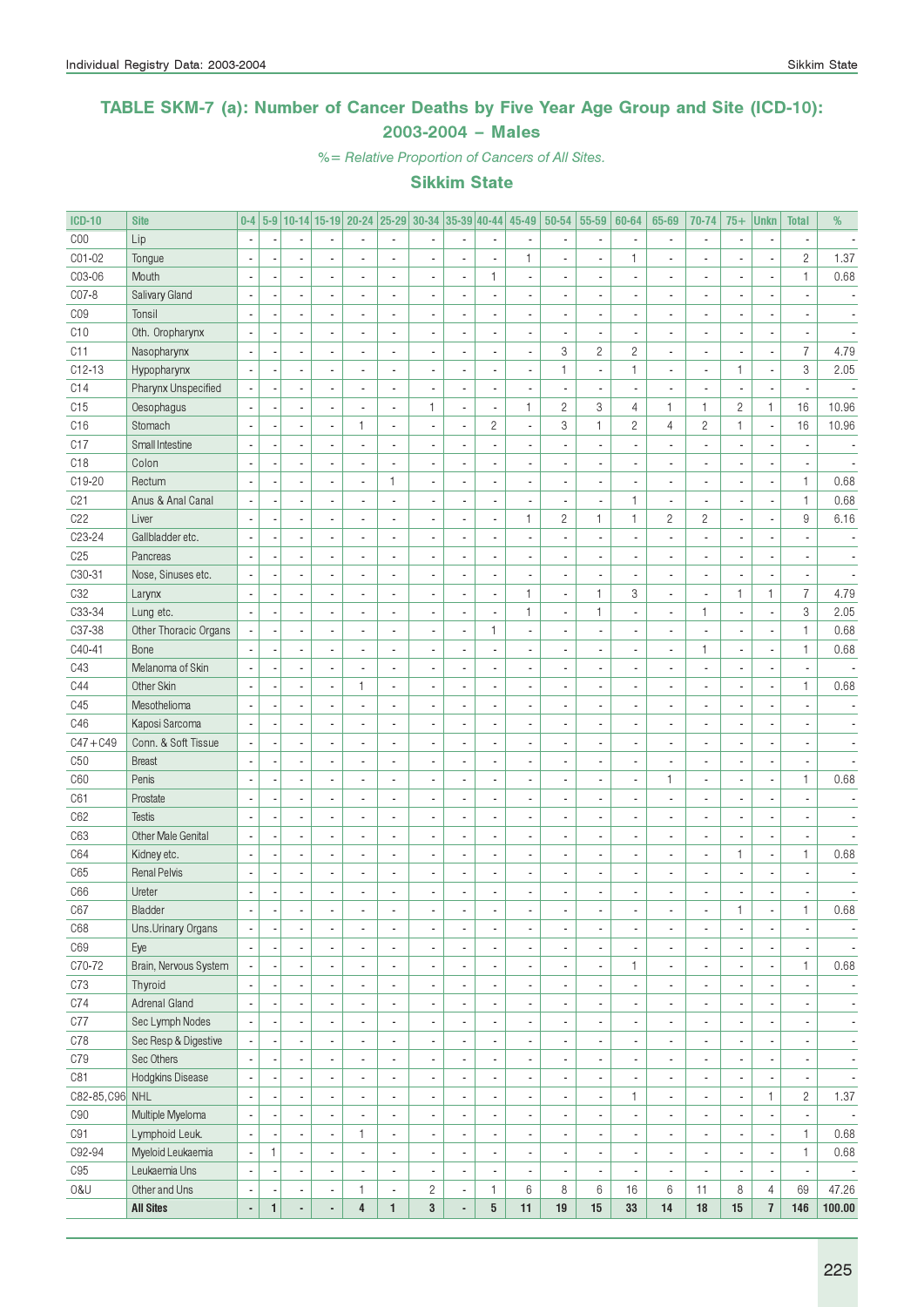## TABLE SKM-7 (a): Number of Cancer Deaths by Five Year Age Group and Site (ICD-10): 2003-2004 – Males

*%= Relative Proportion of Cancers of All Sites.*

### Sikkim State

| ICD-10 | Site | 0-4 | 5-9 | 10-14 | 15-19 | 20-24 | 25-29 | 30-34 | 35-39 | 40-44 | 45-49 | 50-54 | 55-59 | 60-64 | 65-69 | 70-74 | 75+ | Unkn | Total | % |
|---|---|---|---|---|---|---|---|---|---|---|---|---|---|---|---|---|---|---|---|---|
| C00 | Lip | - | - | - | - | - | - | - | - | - | - | - | - | - | - | - | - | - | - | - |
| C01-02 | Tongue | - | - | - | - | - | - | - | - | - | 1 | - | - | 1 | - | - | - | - | 2 | 1.37 |
| C03-06 | Mouth | - | - | - | - | - | - | - | - | 1 | - | - | - | - | - | - | - | - | 1 | 0.68 |
| C07-8 | Salivary Gland | - | - | - | - | - | - | - | - | - | - | - | - | - | - | - | - | - | - | - |
| C09 | Tonsil | - | - | - | - | - | - | - | - | - | - | - | - | - | - | - | - | - | - | - |
| C10 | Oth. Oropharynx | - | - | - | - | - | - | - | - | - | - | - | - | - | - | - | - | - | - | - |
| C11 | Nasopharynx | - | - | - | - | - | - | - | - | - | - | 3 | 2 | 2 | - | - | - | - | 7 | 4.79 |
| C12-13 | Hypopharynx | - | - | - | - | - | - | - | - | - | - | 1 | - | 1 | - | - | 1 | - | 3 | 2.05 |
| C14 | Pharynx Unspecified | - | - | - | - | - | - | - | - | - | - | - | - | - | - | - | - | - | - | - |
| C15 | Oesophagus | - | - | - | - | - | - | 1 | - | - | 1 | 2 | 3 | 4 | 1 | 1 | 2 | 1 | 16 | 10.96 |
| C16 | Stomach | - | - | - | - | 1 | - | - | - | 2 | - | 3 | 1 | 2 | 4 | 2 | 1 | - | 16 | 10.96 |
| C17 | Small Intestine | - | - | - | - | - | - | - | - | - | - | - | - | - | - | - | - | - | - | - |
| C18 | Colon | - | - | - | - | - | - | - | - | - | - | - | - | - | - | - | - | - | - | - |
| C19-20 | Rectum | - | - | - | - | - | 1 | - | - | - | - | - | - | - | - | - | - | - | 1 | 0.68 |
| C21 | Anus & Anal Canal | - | - | - | - | - | - | - | - | - | - | - | - | 1 | - | - | - | - | 1 | 0.68 |
| C22 | Liver | - | - | - | - | - | - | - | - | - | 1 | 2 | 1 | 1 | 2 | 2 | - | - | 9 | 6.16 |
| C23-24 | Gallbladder etc. | - | - | - | - | - | - | - | - | - | - | - | - | - | - | - | - | - | - | - |
| C25 | Pancreas | - | - | - | - | - | - | - | - | - | - | - | - | - | - | - | - | - | - | - |
| C30-31 | Nose, Sinuses etc. | - | - | - | - | - | - | - | - | - | - | - | - | - | - | - | - | - | - | - |
| C32 | Larynx | - | - | - | - | - | - | - | - | - | 1 | - | 1 | 3 | - | - | 1 | 1 | 7 | 4.79 |
| C33-34 | Lung etc. | - | - | - | - | - | - | - | - | - | 1 | - | 1 | - | - | 1 | - | - | 3 | 2.05 |
| C37-38 | Other Thoracic Organs | - | - | - | - | - | - | - | - | 1 | - | - | - | - | - | - | - | - | 1 | 0.68 |
| C40-41 | Bone | - | - | - | - | - | - | - | - | - | - | - | - | - | - | 1 | - | - | 1 | 0.68 |
| C43 | Melanoma of Skin | - | - | - | - | - | - | - | - | - | - | - | - | - | - | - | - | - | - | - |
| C44 | Other Skin | - | - | - | - | 1 | - | - | - | - | - | - | - | - | - | - | - | - | 1 | 0.68 |
| C45 | Mesothelioma | - | - | - | - | - | - | - | - | - | - | - | - | - | - | - | - | - | - | - |
| C46 | Kaposi Sarcoma | - | - | - | - | - | - | - | - | - | - | - | - | - | - | - | - | - | - | - |
| C47+C49 | Conn. & Soft Tissue | - | - | - | - | - | - | - | - | - | - | - | - | - | - | - | - | - | - | - |
| C50 | Breast | - | - | - | - | - | - | - | - | - | - | - | - | - | - | - | - | - | - | - |
| C60 | Penis | - | - | - | - | - | - | - | - | - | - | - | - | - | 1 | - | - | - | 1 | 0.68 |
| C61 | Prostate | - | - | - | - | - | - | - | - | - | - | - | - | - | - | - | - | - | - | - |
| C62 | Testis | - | - | - | - | - | - | - | - | - | - | - | - | - | - | - | - | - | - | - |
| C63 | Other Male Genital | - | - | - | - | - | - | - | - | - | - | - | - | - | - | - | - | - | - | - |
| C64 | Kidney etc. | - | - | - | - | - | - | - | - | - | - | - | - | - | - | - | 1 | - | 1 | 0.68 |
| C65 | Renal Pelvis | - | - | - | - | - | - | - | - | - | - | - | - | - | - | - | - | - | - | - |
| C66 | Ureter | - | - | - | - | - | - | - | - | - | - | - | - | - | - | - | - | - | - | - |
| C67 | Bladder | - | - | - | - | - | - | - | - | - | - | - | - | - | - | - | 1 | - | 1 | 0.68 |
| C68 | Uns.Urinary Organs | - | - | - | - | - | - | - | - | - | - | - | - | - | - | - | - | - | - | - |
| C69 | Eye | - | - | - | - | - | - | - | - | - | - | - | - | - | - | - | - | - | - | - |
| C70-72 | Brain, Nervous System | - | - | - | - | - | - | - | - | - | - | - | - | 1 | - | - | - | - | 1 | 0.68 |
| C73 | Thyroid | - | - | - | - | - | - | - | - | - | - | - | - | - | - | - | - | - | - | - |
| C74 | Adrenal Gland | - | - | - | - | - | - | - | - | - | - | - | - | - | - | - | - | - | - | - |
| C77 | Sec Lymph Nodes | - | - | - | - | - | - | - | - | - | - | - | - | - | - | - | - | - | - | - |
| C78 | Sec Resp & Digestive | - | - | - | - | - | - | - | - | - | - | - | - | - | - | - | - | - | - | - |
| C79 | Sec Others | - | - | - | - | - | - | - | - | - | - | - | - | - | - | - | - | - | - | - |
| C81 | Hodgkins Disease | - | - | - | - | - | - | - | - | - | - | - | - | - | - | - | - | - | - | - |
| C82-85,C96 | NHL | - | - | - | - | - | - | - | - | - | - | - | - | 1 | - | - | - | 1 | 2 | 1.37 |
| C90 | Multiple Myeloma | - | - | - | - | - | - | - | - | - | - | - | - | - | - | - | - | - | - | - |
| C91 | Lymphoid Leuk. | - | - | - | - | 1 | - | - | - | - | - | - | - | - | - | - | - | - | 1 | 0.68 |
| C92-94 | Myeloid Leukaemia | - | 1 | - | - | - | - | - | - | - | - | - | - | - | - | - | - | - | 1 | 0.68 |
| C95 | Leukaemia Uns | - | - | - | - | - | - | - | - | - | - | - | - | - | - | - | - | - | - | - |
| O&U | Other and Uns | - | - | - | - | 1 | - | 2 | - | 1 | 6 | 8 | 6 | 16 | 6 | 11 | 8 | 4 | 69 | 47.26 |
| | **All Sites** | **-** | **1** | **-** | **-** | **4** | **1** | **3** | **-** | **5** | **11** | **19** | **15** | **33** | **14** | **18** | **15** | **7** | **146** | **100.00** |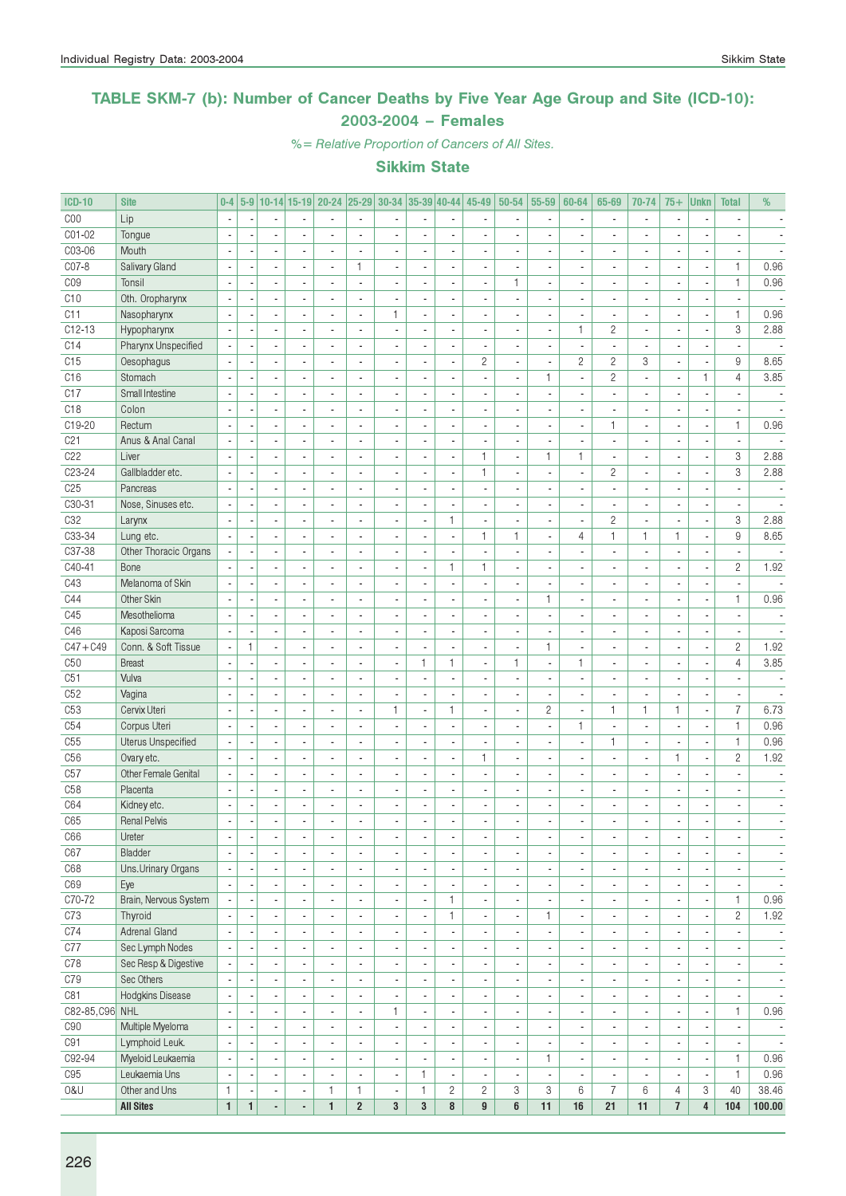## TABLE SKM-7 (b): Number of Cancer Deaths by Five Year Age Group and Site (ICD-10): 2003-2004 – Females

*%= Relative Proportion of Cancers of All Sites.*

### Sikkim State

| ICD-10 | Site | 0-4 | 5-9 | 10-14 | 15-19 | 20-24 | 25-29 | 30-34 | 35-39 | 40-44 | 45-49 | 50-54 | 55-59 | 60-64 | 65-69 | 70-74 | 75+ | Unkn | Total | % |
|---|---|---|---|---|---|---|---|---|---|---|---|---|---|---|---|---|---|---|---|---|
| C00 | Lip | - | - | - | - | - | - | - | - | - | - | - | - | - | - | - | - | - | - | - |
| C01-02 | Tongue | - | - | - | - | - | - | - | - | - | - | - | - | - | - | - | - | - | - | - |
| C03-06 | Mouth | - | - | - | - | - | - | - | - | - | - | - | - | - | - | - | - | - | - | - |
| C07-8 | Salivary Gland | - | - | - | - | - | 1 | - | - | - | - | - | - | - | - | - | - | - | 1 | 0.96 |
| C09 | Tonsil | - | - | - | - | - | - | - | - | - | - | 1 | - | - | - | - | - | - | 1 | 0.96 |
| C10 | Oth. Oropharynx | - | - | - | - | - | - | - | - | - | - | - | - | - | - | - | - | - | - | - |
| C11 | Nasopharynx | - | - | - | - | - | - | 1 | - | - | - | - | - | - | - | - | - | - | 1 | 0.96 |
| C12-13 | Hypopharynx | - | - | - | - | - | - | - | - | - | - | - | - | 1 | 2 | - | - | - | 3 | 2.88 |
| C14 | Pharynx Unspecified | - | - | - | - | - | - | - | - | - | - | - | - | - | - | - | - | - | - | - |
| C15 | Oesophagus | - | - | - | - | - | - | - | - | - | 2 | - | - | 2 | 2 | 3 | - | - | 9 | 8.65 |
| C16 | Stomach | - | - | - | - | - | - | - | - | - | - | - | 1 | - | 2 | - | - | 1 | 4 | 3.85 |
| C17 | Small Intestine | - | - | - | - | - | - | - | - | - | - | - | - | - | - | - | - | - | - | - |
| C18 | Colon | - | - | - | - | - | - | - | - | - | - | - | - | - | - | - | - | - | - | - |
| C19-20 | Rectum | - | - | - | - | - | - | - | - | - | - | - | - | - | 1 | - | - | - | 1 | 0.96 |
| C21 | Anus & Anal Canal | - | - | - | - | - | - | - | - | - | - | - | - | - | - | - | - | - | - | - |
| C22 | Liver | - | - | - | - | - | - | - | - | - | 1 | - | 1 | 1 | - | - | - | - | 3 | 2.88 |
| C23-24 | Gallbladder etc. | - | - | - | - | - | - | - | - | - | 1 | - | - | - | 2 | - | - | - | 3 | 2.88 |
| C25 | Pancreas | - | - | - | - | - | - | - | - | - | - | - | - | - | - | - | - | - | - | - |
| C30-31 | Nose, Sinuses etc. | - | - | - | - | - | - | - | - | - | - | - | - | - | - | - | - | - | - | - |
| C32 | Larynx | - | - | - | - | - | - | - | - | 1 | - | - | - | - | 2 | - | - | - | 3 | 2.88 |
| C33-34 | Lung etc. | - | - | - | - | - | - | - | - | - | 1 | 1 | - | 4 | 1 | 1 | 1 | - | 9 | 8.65 |
| C37-38 | Other Thoracic Organs | - | - | - | - | - | - | - | - | - | - | - | - | - | - | - | - | - | - | - |
| C40-41 | Bone | - | - | - | - | - | - | - | - | 1 | 1 | - | - | - | - | - | - | - | 2 | 1.92 |
| C43 | Melanoma of Skin | - | - | - | - | - | - | - | - | - | - | - | - | - | - | - | - | - | - | - |
| C44 | Other Skin | - | - | - | - | - | - | - | - | - | - | - | 1 | - | - | - | - | - | 1 | 0.96 |
| C45 | Mesothelioma | - | - | - | - | - | - | - | - | - | - | - | - | - | - | - | - | - | - | - |
| C46 | Kaposi Sarcoma | - | - | - | - | - | - | - | - | - | - | - | - | - | - | - | - | - | - | - |
| C47+C49 | Conn. & Soft Tissue | - | 1 | - | - | - | - | - | - | - | - | - | 1 | - | - | - | - | - | 2 | 1.92 |
| C50 | Breast | - | - | - | - | - | - | - | 1 | 1 | - | 1 | - | 1 | - | - | - | - | 4 | 3.85 |
| C51 | Vulva | - | - | - | - | - | - | - | - | - | - | - | - | - | - | - | - | - | - | - |
| C52 | Vagina | - | - | - | - | - | - | - | - | - | - | - | - | - | - | - | - | - | - | - |
| C53 | Cervix Uteri | - | - | - | - | - | - | 1 | - | 1 | - | - | 2 | - | 1 | 1 | 1 | - | 7 | 6.73 |
| C54 | Corpus Uteri | - | - | - | - | - | - | - | - | - | - | - | - | 1 | - | - | - | - | 1 | 0.96 |
| C55 | Uterus Unspecified | - | - | - | - | - | - | - | - | - | - | - | - | - | 1 | - | - | - | 1 | 0.96 |
| C56 | Ovary etc. | - | - | - | - | - | - | - | - | - | 1 | - | - | - | - | - | 1 | - | 2 | 1.92 |
| C57 | Other Female Genital | - | - | - | - | - | - | - | - | - | - | - | - | - | - | - | - | - | - | - |
| C58 | Placenta | - | - | - | - | - | - | - | - | - | - | - | - | - | - | - | - | - | - | - |
| C64 | Kidney etc. | - | - | - | - | - | - | - | - | - | - | - | - | - | - | - | - | - | - | - |
| C65 | Renal Pelvis | - | - | - | - | - | - | - | - | - | - | - | - | - | - | - | - | - | - | - |
| C66 | Ureter | - | - | - | - | - | - | - | - | - | - | - | - | - | - | - | - | - | - | - |
| C67 | Bladder | - | - | - | - | - | - | - | - | - | - | - | - | - | - | - | - | - | - | - |
| C68 | Uns.Urinary Organs | - | - | - | - | - | - | - | - | - | - | - | - | - | - | - | - | - | - | - |
| C69 | Eye | - | - | - | - | - | - | - | - | - | - | - | - | - | - | - | - | - | - | - |
| C70-72 | Brain, Nervous System | - | - | - | - | - | - | - | - | 1 | - | - | - | - | - | - | - | - | 1 | 0.96 |
| C73 | Thyroid | - | - | - | - | - | - | - | - | 1 | - | - | 1 | - | - | - | - | - | 2 | 1.92 |
| C74 | Adrenal Gland | - | - | - | - | - | - | - | - | - | - | - | - | - | - | - | - | - | - | - |
| C77 | Sec Lymph Nodes | - | - | - | - | - | - | - | - | - | - | - | - | - | - | - | - | - | - | - |
| C78 | Sec Resp & Digestive | - | - | - | - | - | - | - | - | - | - | - | - | - | - | - | - | - | - | - |
| C79 | Sec Others | - | - | - | - | - | - | - | - | - | - | - | - | - | - | - | - | - | - | - |
| C81 | Hodgkins Disease | - | - | - | - | - | - | - | - | - | - | - | - | - | - | - | - | - | - | - |
| C82-85,C96 | NHL | - | - | - | - | - | - | 1 | - | - | - | - | - | - | - | - | - | - | 1 | 0.96 |
| C90 | Multiple Myeloma | - | - | - | - | - | - | - | - | - | - | - | - | - | - | - | - | - | - | - |
| C91 | Lymphoid Leuk. | - | - | - | - | - | - | - | - | - | - | - | - | - | - | - | - | - | - | - |
| C92-94 | Myeloid Leukaemia | - | - | - | - | - | - | - | - | - | - | - | 1 | - | - | - | - | - | 1 | 0.96 |
| C95 | Leukaemia Uns | - | - | - | - | - | - | - | 1 | - | - | - | - | - | - | - | - | - | 1 | 0.96 |
| O&U | Other and Uns | 1 | - | - | - | 1 | 1 | - | 1 | 2 | 2 | 3 | 3 | 6 | 7 | 6 | 4 | 3 | 40 | 38.46 |
| | **All Sites** | **1** | **1** | **-** | **-** | **1** | **2** | **3** | **3** | **8** | **9** | **6** | **11** | **16** | **21** | **11** | **7** | **4** | **104** | **100.00** |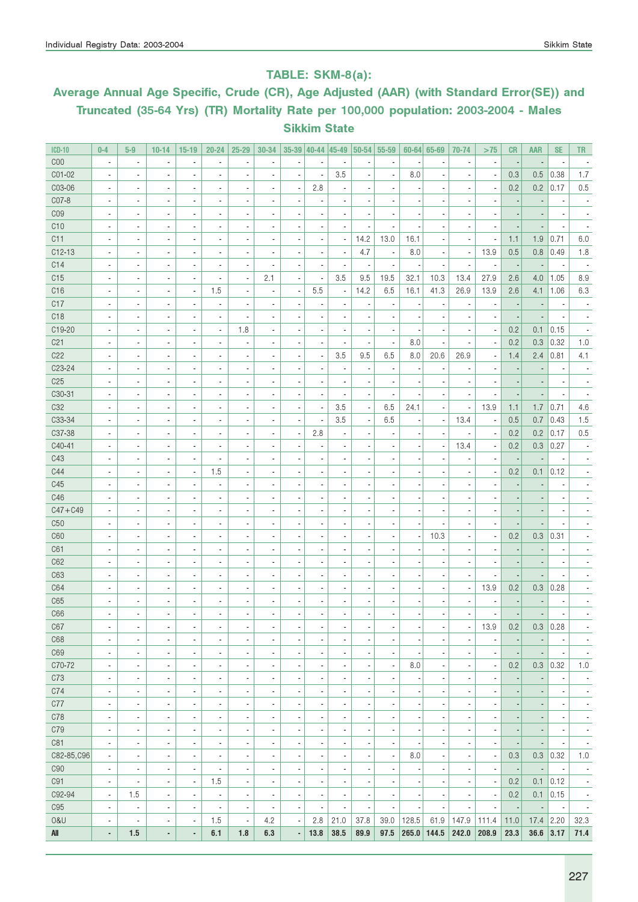## TABLE: SKM-8(a):

## Average Annual Age Specific, Crude (CR), Age Adjusted (AAR) (with Standard Error(SE)) and Truncated (35-64 Yrs) (TR) Mortality Rate per 100,000 population: 2003-2004 - Males Sikkim State

| ICD-10 | 0-4 | 5-9 | 10-14 | 15-19 | 20-24 | 25-29 | 30-34 | 35-39 | 40-44 | 45-49 | 50-54 | 55-59 | 60-64 | 65-69 | 70-74 | >75 | CR | AAR | SE | TR |
|---|---|---|---|---|---|---|---|---|---|---|---|---|---|---|---|---|---|---|---|---|
| C00 | - | - | - | - | - | - | - | - | - | - | - | - | - | - | - | - | - | - | - | - |
| C01-02 | - | - | - | - | - | - | - | - | - | 3.5 | - | - | 8.0 | - | - | - | 0.3 | 0.5 | 0.38 | 1.7 |
| C03-06 | - | - | - | - | - | - | - | - | 2.8 | - | - | - | - | - | - | - | 0.2 | 0.2 | 0.17 | 0.5 |
| C07-8 | - | - | - | - | - | - | - | - | - | - | - | - | - | - | - | - | - | - | - | - |
| C09 | - | - | - | - | - | - | - | - | - | - | - | - | - | - | - | - | - | - | - | - |
| C10 | - | - | - | - | - | - | - | - | - | - | - | - | - | - | - | - | - | - | - | - |
| C11 | - | - | - | - | - | - | - | - | - | - | 14.2 | 13.0 | 16.1 | - | - | - | 1.1 | 1.9 | 0.71 | 6.0 |
| C12-13 | - | - | - | - | - | - | - | - | - | - | 4.7 | - | 8.0 | - | - | 13.9 | 0.5 | 0.8 | 0.49 | 1.8 |
| C14 | - | - | - | - | - | - | - | - | - | - | - | - | - | - | - | - | - | - | - | - |
| C15 | - | - | - | - | - | - | 2.1 | - | - | 3.5 | 9.5 | 19.5 | 32.1 | 10.3 | 13.4 | 27.9 | 2.6 | 4.0 | 1.05 | 8.9 |
| C16 | - | - | - | - | 1.5 | - | - | - | 5.5 | - | 14.2 | 6.5 | 16.1 | 41.3 | 26.9 | 13.9 | 2.6 | 4.1 | 1.06 | 6.3 |
| C17 | - | - | - | - | - | - | - | - | - | - | - | - | - | - | - | - | - | - | - | - |
| C18 | - | - | - | - | - | - | - | - | - | - | - | - | - | - | - | - | - | - | - | - |
| C19-20 | - | - | - | - | - | 1.8 | - | - | - | - | - | - | - | - | - | - | 0.2 | 0.1 | 0.15 | - |
| C21 | - | - | - | - | - | - | - | - | - | - | - | - | 8.0 | - | - | - | 0.2 | 0.3 | 0.32 | 1.0 |
| C22 | - | - | - | - | - | - | - | - | - | 3.5 | 9.5 | 6.5 | 8.0 | 20.6 | 26.9 | - | 1.4 | 2.4 | 0.81 | 4.1 |
| C23-24 | - | - | - | - | - | - | - | - | - | - | - | - | - | - | - | - | - | - | - | - |
| C25 | - | - | - | - | - | - | - | - | - | - | - | - | - | - | - | - | - | - | - | - |
| C30-31 | - | - | - | - | - | - | - | - | - | - | - | - | - | - | - | - | - | - | - | - |
| C32 | - | - | - | - | - | - | - | - | - | 3.5 | - | 6.5 | 24.1 | - | - | 13.9 | 1.1 | 1.7 | 0.71 | 4.6 |
| C33-34 | - | - | - | - | - | - | - | - | - | 3.5 | - | 6.5 | - | - | 13.4 | - | 0.5 | 0.7 | 0.43 | 1.5 |
| C37-38 | - | - | - | - | - | - | - | - | 2.8 | - | - | - | - | - | - | - | 0.2 | 0.2 | 0.17 | 0.5 |
| C40-41 | - | - | - | - | - | - | - | - | - | - | - | - | - | - | 13.4 | - | 0.2 | 0.3 | 0.27 | - |
| C43 | - | - | - | - | - | - | - | - | - | - | - | - | - | - | - | - | - | - | - | - |
| C44 | - | - | - | - | 1.5 | - | - | - | - | - | - | - | - | - | - | - | 0.2 | 0.1 | 0.12 | - |
| C45 | - | - | - | - | - | - | - | - | - | - | - | - | - | - | - | - | - | - | - | - |
| C46 | - | - | - | - | - | - | - | - | - | - | - | - | - | - | - | - | - | - | - | - |
| C47+C49 | - | - | - | - | - | - | - | - | - | - | - | - | - | - | - | - | - | - | - | - |
| C50 | - | - | - | - | - | - | - | - | - | - | - | - | - | - | - | - | - | - | - | - |
| C60 | - | - | - | - | - | - | - | - | - | - | - | - | - | 10.3 | - | - | 0.2 | 0.3 | 0.31 | - |
| C61 | - | - | - | - | - | - | - | - | - | - | - | - | - | - | - | - | - | - | - | - |
| C62 | - | - | - | - | - | - | - | - | - | - | - | - | - | - | - | - | - | - | - | - |
| C63 | - | - | - | - | - | - | - | - | - | - | - | - | - | - | - | - | - | - | - | - |
| C64 | - | - | - | - | - | - | - | - | - | - | - | - | - | - | - | 13.9 | 0.2 | 0.3 | 0.28 | - |
| C65 | - | - | - | - | - | - | - | - | - | - | - | - | - | - | - | - | - | - | - | - |
| C66 | - | - | - | - | - | - | - | - | - | - | - | - | - | - | - | - | - | - | - | - |
| C67 | - | - | - | - | - | - | - | - | - | - | - | - | - | - | - | 13.9 | 0.2 | 0.3 | 0.28 | - |
| C68 | - | - | - | - | - | - | - | - | - | - | - | - | - | - | - | - | - | - | - | - |
| C69 | - | - | - | - | - | - | - | - | - | - | - | - | - | - | - | - | - | - | - | - |
| C70-72 | - | - | - | - | - | - | - | - | - | - | - | - | 8.0 | - | - | - | 0.2 | 0.3 | 0.32 | 1.0 |
| C73 | - | - | - | - | - | - | - | - | - | - | - | - | - | - | - | - | - | - | - | - |
| C74 | - | - | - | - | - | - | - | - | - | - | - | - | - | - | - | - | - | - | - | - |
| C77 | - | - | - | - | - | - | - | - | - | - | - | - | - | - | - | - | - | - | - | - |
| C78 | - | - | - | - | - | - | - | - | - | - | - | - | - | - | - | - | - | - | - | - |
| C79 | - | - | - | - | - | - | - | - | - | - | - | - | - | - | - | - | - | - | - | - |
| C81 | - | - | - | - | - | - | - | - | - | - | - | - | - | - | - | - | - | - | - | - |
| C82-85,C96 | - | - | - | - | - | - | - | - | - | - | - | - | 8.0 | - | - | - | 0.3 | 0.3 | 0.32 | 1.0 |
| C90 | - | - | - | - | - | - | - | - | - | - | - | - | - | - | - | - | - | - | - | - |
| C91 | - | - | - | - | 1.5 | - | - | - | - | - | - | - | - | - | - | - | 0.2 | 0.1 | 0.12 | - |
| C92-94 | - | 1.5 | - | - | - | - | - | - | - | - | - | - | - | - | - | - | 0.2 | 0.1 | 0.15 | - |
| C95 | - | - | - | - | - | - | - | - | - | - | - | - | - | - | - | - | - | - | - | - |
| O&U | - | - | - | - | 1.5 | - | 4.2 | - | 2.8 | 21.0 | 37.8 | 39.0 | 128.5 | 61.9 | 147.9 | 111.4 | 11.0 | 17.4 | 2.20 | 32.3 |
| **All** | **-** | **1.5** | **-** | **-** | **6.1** | **1.8** | **6.3** | **-** | **13.8** | **38.5** | **89.9** | **97.5** | **265.0** | **144.5** | **242.0** | **208.9** | **23.3** | **36.6** | **3.17** | **71.4** |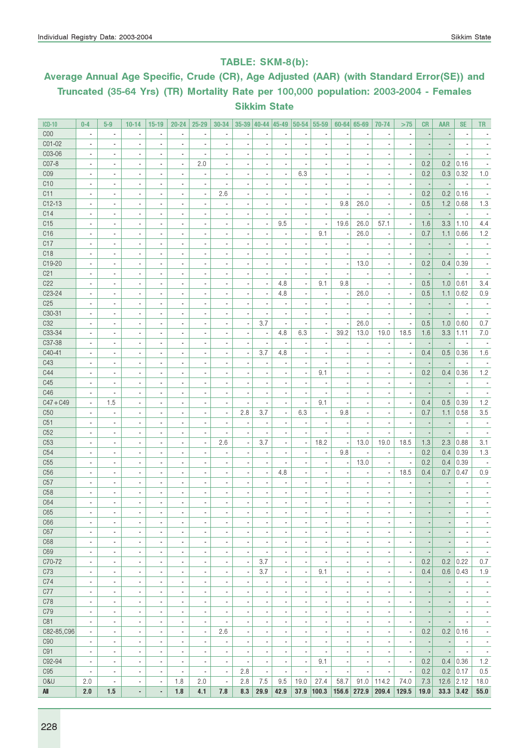## TABLE: SKM-8(b):

## Average Annual Age Specific, Crude (CR), Age Adjusted (AAR) (with Standard Error(SE)) and Truncated (35-64 Yrs) (TR) Mortality Rate per 100,000 population: 2003-2004 - Females Sikkim State

| ICD-10 | 0-4 | 5-9 | 10-14 | 15-19 | 20-24 | 25-29 | 30-34 | 35-39 | 40-44 | 45-49 | 50-54 | 55-59 | 60-64 | 65-69 | 70-74 | >75 | CR | AAR | SE | TR |
|---|---|---|---|---|---|---|---|---|---|---|---|---|---|---|---|---|---|---|---|---|
| C00 | - | - | - | - | - | - | - | - | - | - | - | - | - | - | - | - | - | - | - | - |
| C01-02 | - | - | - | - | - | - | - | - | - | - | - | - | - | - | - | - | - | - | - | - |
| C03-06 | - | - | - | - | - | - | - | - | - | - | - | - | - | - | - | - | - | - | - | - |
| C07-8 | - | - | - | - | - | 2.0 | - | - | - | - | - | - | - | - | - | - | 0.2 | 0.2 | 0.16 | - |
| C09 | - | - | - | - | - | - | - | - | - | - | 6.3 | - | - | - | - | - | 0.2 | 0.3 | 0.32 | 1.0 |
| C10 | - | - | - | - | - | - | - | - | - | - | - | - | - | - | - | - | - | - | - | - |
| C11 | - | - | - | - | - | - | 2.6 | - | - | - | - | - | - | - | - | - | 0.2 | 0.2 | 0.16 | - |
| C12-13 | - | - | - | - | - | - | - | - | - | - | - | - | 9.8 | 26.0 | - | - | 0.5 | 1.2 | 0.68 | 1.3 |
| C14 | - | - | - | - | - | - | - | - | - | - | - | - | - | - | - | - | - | - | - | - |
| C15 | - | - | - | - | - | - | - | - | - | 9.5 | - | - | 19.6 | 26.0 | 57.1 | - | 1.6 | 3.3 | 1.10 | 4.4 |
| C16 | - | - | - | - | - | - | - | - | - | - | - | 9.1 | - | 26.0 | - | - | 0.7 | 1.1 | 0.66 | 1.2 |
| C17 | - | - | - | - | - | - | - | - | - | - | - | - | - | - | - | - | - | - | - | - |
| C18 | - | - | - | - | - | - | - | - | - | - | - | - | - | - | - | - | - | - | - | - |
| C19-20 | - | - | - | - | - | - | - | - | - | - | - | - | - | 13.0 | - | - | 0.2 | 0.4 | 0.39 | - |
| C21 | - | - | - | - | - | - | - | - | - | - | - | - | - | - | - | - | - | - | - | - |
| C22 | - | - | - | - | - | - | - | - | - | 4.8 | - | 9.1 | 9.8 | - | - | - | 0.5 | 1.0 | 0.61 | 3.4 |
| C23-24 | - | - | - | - | - | - | - | - | - | 4.8 | - | - | - | 26.0 | - | - | 0.5 | 1.1 | 0.62 | 0.9 |
| C25 | - | - | - | - | - | - | - | - | - | - | - | - | - | - | - | - | - | - | - | - |
| C30-31 | - | - | - | - | - | - | - | - | - | - | - | - | - | - | - | - | - | - | - | - |
| C32 | - | - | - | - | - | - | - | - | 3.7 | - | - | - | - | 26.0 | - | - | 0.5 | 1.0 | 0.60 | 0.7 |
| C33-34 | - | - | - | - | - | - | - | - | - | 4.8 | 6.3 | - | 39.2 | 13.0 | 19.0 | 18.5 | 1.6 | 3.3 | 1.11 | 7.0 |
| C37-38 | - | - | - | - | - | - | - | - | - | - | - | - | - | - | - | - | - | - | - | - |
| C40-41 | - | - | - | - | - | - | - | - | 3.7 | 4.8 | - | - | - | - | - | - | 0.4 | 0.5 | 0.36 | 1.6 |
| C43 | - | - | - | - | - | - | - | - | - | - | - | - | - | - | - | - | - | - | - | - |
| C44 | - | - | - | - | - | - | - | - | - | - | - | 9.1 | - | - | - | - | 0.2 | 0.4 | 0.36 | 1.2 |
| C45 | - | - | - | - | - | - | - | - | - | - | - | - | - | - | - | - | - | - | - | - |
| C46 | - | - | - | - | - | - | - | - | - | - | - | - | - | - | - | - | - | - | - | - |
| C47+C49 | - | 1.5 | - | - | - | - | - | - | - | - | - | 9.1 | - | - | - | - | 0.4 | 0.5 | 0.39 | 1.2 |
| C50 | - | - | - | - | - | - | - | 2.8 | 3.7 | - | 6.3 | - | 9.8 | - | - | - | 0.7 | 1.1 | 0.58 | 3.5 |
| C51 | - | - | - | - | - | - | - | - | - | - | - | - | - | - | - | - | - | - | - | - |
| C52 | - | - | - | - | - | - | - | - | - | - | - | - | - | - | - | - | - | - | - | - |
| C53 | - | - | - | - | - | - | 2.6 | - | 3.7 | - | - | 18.2 | - | 13.0 | 19.0 | 18.5 | 1.3 | 2.3 | 0.88 | 3.1 |
| C54 | - | - | - | - | - | - | - | - | - | - | - | - | 9.8 | - | - | - | 0.2 | 0.4 | 0.39 | 1.3 |
| C55 | - | - | - | - | - | - | - | - | - | - | - | - | - | 13.0 | - | - | 0.2 | 0.4 | 0.39 | - |
| C56 | - | - | - | - | - | - | - | - | - | 4.8 | - | - | - | - | - | 18.5 | 0.4 | 0.7 | 0.47 | 0.9 |
| C57 | - | - | - | - | - | - | - | - | - | - | - | - | - | - | - | - | - | - | - | - |
| C58 | - | - | - | - | - | - | - | - | - | - | - | - | - | - | - | - | - | - | - | - |
| C64 | - | - | - | - | - | - | - | - | - | - | - | - | - | - | - | - | - | - | - | - |
| C65 | - | - | - | - | - | - | - | - | - | - | - | - | - | - | - | - | - | - | - | - |
| C66 | - | - | - | - | - | - | - | - | - | - | - | - | - | - | - | - | - | - | - | - |
| C67 | - | - | - | - | - | - | - | - | - | - | - | - | - | - | - | - | - | - | - | - |
| C68 | - | - | - | - | - | - | - | - | - | - | - | - | - | - | - | - | - | - | - | - |
| C69 | - | - | - | - | - | - | - | - | - | - | - | - | - | - | - | - | - | - | - | - |
| C70-72 | - | - | - | - | - | - | - | - | 3.7 | - | - | - | - | - | - | - | 0.2 | 0.2 | 0.22 | 0.7 |
| C73 | - | - | - | - | - | - | - | - | 3.7 | - | - | 9.1 | - | - | - | - | 0.4 | 0.6 | 0.43 | 1.9 |
| C74 | - | - | - | - | - | - | - | - | - | - | - | - | - | - | - | - | - | - | - | - |
| C77 | - | - | - | - | - | - | - | - | - | - | - | - | - | - | - | - | - | - | - | - |
| C78 | - | - | - | - | - | - | - | - | - | - | - | - | - | - | - | - | - | - | - | - |
| C79 | - | - | - | - | - | - | - | - | - | - | - | - | - | - | - | - | - | - | - | - |
| C81 | - | - | - | - | - | - | - | - | - | - | - | - | - | - | - | - | - | - | - | - |
| C82-85,C96 | - | - | - | - | - | - | 2.6 | - | - | - | - | - | - | - | - | - | 0.2 | 0.2 | 0.16 | - |
| C90 | - | - | - | - | - | - | - | - | - | - | - | - | - | - | - | - | - | - | - | - |
| C91 | - | - | - | - | - | - | - | - | - | - | - | - | - | - | - | - | - | - | - | - |
| C92-94 | - | - | - | - | - | - | - | - | - | - | - | 9.1 | - | - | - | - | 0.2 | 0.4 | 0.36 | 1.2 |
| C95 | - | - | - | - | - | - | - | 2.8 | - | - | - | - | - | - | - | - | 0.2 | 0.2 | 0.17 | 0.5 |
| O&U | 2.0 | - | - | - | 1.8 | 2.0 | - | 2.8 | 7.5 | 9.5 | 19.0 | 27.4 | 58.7 | 91.0 | 114.2 | 74.0 | 7.3 | 12.6 | 2.12 | 18.0 |
| **All** | **2.0** | **1.5** | **-** | **-** | **1.8** | **4.1** | **7.8** | **8.3** | **29.9** | **42.9** | **37.9** | **100.3** | **156.6** | **272.9** | **209.4** | **129.5** | **19.0** | **33.3** | **3.42** | **55.0** |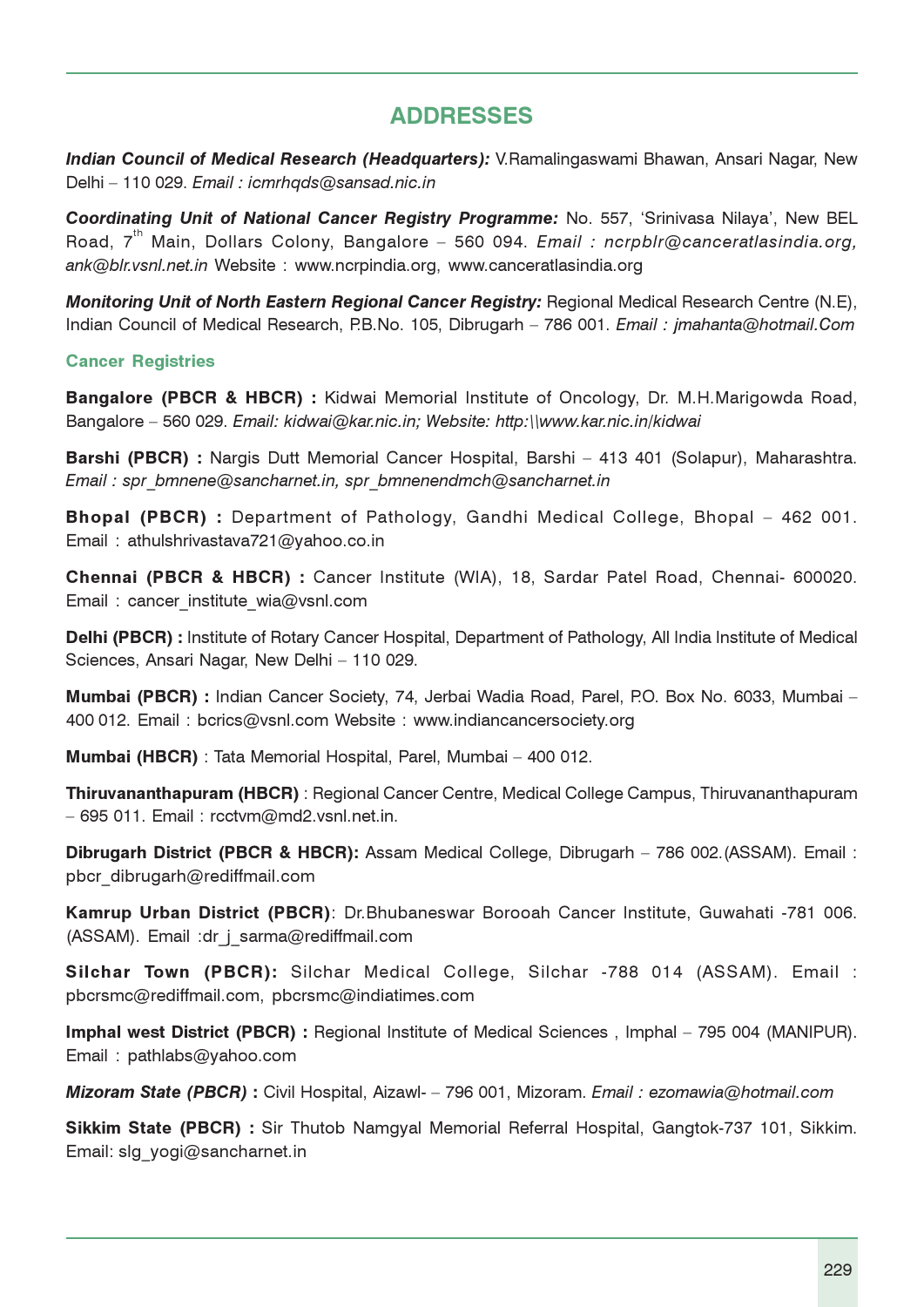# ADDRESSES

***Indian Council of Medical Research (Headquarters):*** V.Ramalingaswami Bhawan, Ansari Nagar, New Delhi – 110 029. *Email : icmrhqds@sansad.nic.in*

***Coordinating Unit of National Cancer Registry Programme:*** No. 557, 'Srinivasa Nilaya', New BEL Road, 7th Main, Dollars Colony, Bangalore – 560 094. *Email : ncrpblr@canceratlasindia.org, ank@blr.vsnl.net.in* Website : www.ncrpindia.org, www.canceratlasindia.org

***Monitoring Unit of North Eastern Regional Cancer Registry:*** Regional Medical Research Centre (N.E), Indian Council of Medical Research, P.B.No. 105, Dibrugarh – 786 001. *Email : jmahanta@hotmail.Com*

## Cancer Registries

**Bangalore (PBCR & HBCR) :** Kidwai Memorial Institute of Oncology, Dr. M.H.Marigowda Road, Bangalore – 560 029. *Email: kidwai@kar.nic.in; Website: http:\\www.kar.nic.in/kidwai*

**Barshi (PBCR) :** Nargis Dutt Memorial Cancer Hospital, Barshi – 413 401 (Solapur), Maharashtra. *Email : spr_bmnene@sancharnet.in, spr_bmnenendmch@sancharnet.in*

**Bhopal (PBCR) :** Department of Pathology, Gandhi Medical College, Bhopal – 462 001. Email : athulshrivastava721@yahoo.co.in

**Chennai (PBCR & HBCR) :** Cancer Institute (WIA), 18, Sardar Patel Road, Chennai- 600020. Email : cancer_institute_wia@vsnl.com

**Delhi (PBCR) :** Institute of Rotary Cancer Hospital, Department of Pathology, All India Institute of Medical Sciences, Ansari Nagar, New Delhi – 110 029.

**Mumbai (PBCR) :** Indian Cancer Society, 74, Jerbai Wadia Road, Parel, P.O. Box No. 6033, Mumbai – 400 012. Email : bcrics@vsnl.com Website : www.indiancancersociety.org

**Mumbai (HBCR)** : Tata Memorial Hospital, Parel, Mumbai – 400 012.

**Thiruvananthapuram (HBCR)** : Regional Cancer Centre, Medical College Campus, Thiruvananthapuram – 695 011. Email : rcctvm@md2.vsnl.net.in.

**Dibrugarh District (PBCR & HBCR):** Assam Medical College, Dibrugarh – 786 002.(ASSAM). Email : pbcr_dibrugarh@rediffmail.com

**Kamrup Urban District (PBCR)**: Dr.Bhubaneswar Borooah Cancer Institute, Guwahati -781 006. (ASSAM). Email :dr_j_sarma@rediffmail.com

**Silchar Town (PBCR):** Silchar Medical College, Silchar -788 014 (ASSAM). Email : pbcrsmc@rediffmail.com, pbcrsmc@indiatimes.com

**Imphal west District (PBCR) :** Regional Institute of Medical Sciences , Imphal – 795 004 (MANIPUR). Email : pathlabs@yahoo.com

***Mizoram State (PBCR) :*** Civil Hospital, Aizawl- – 796 001, Mizoram. *Email : ezomawia@hotmail.com*

**Sikkim State (PBCR) :** Sir Thutob Namgyal Memorial Referral Hospital, Gangtok-737 101, Sikkim. Email: slg_yogi@sancharnet.in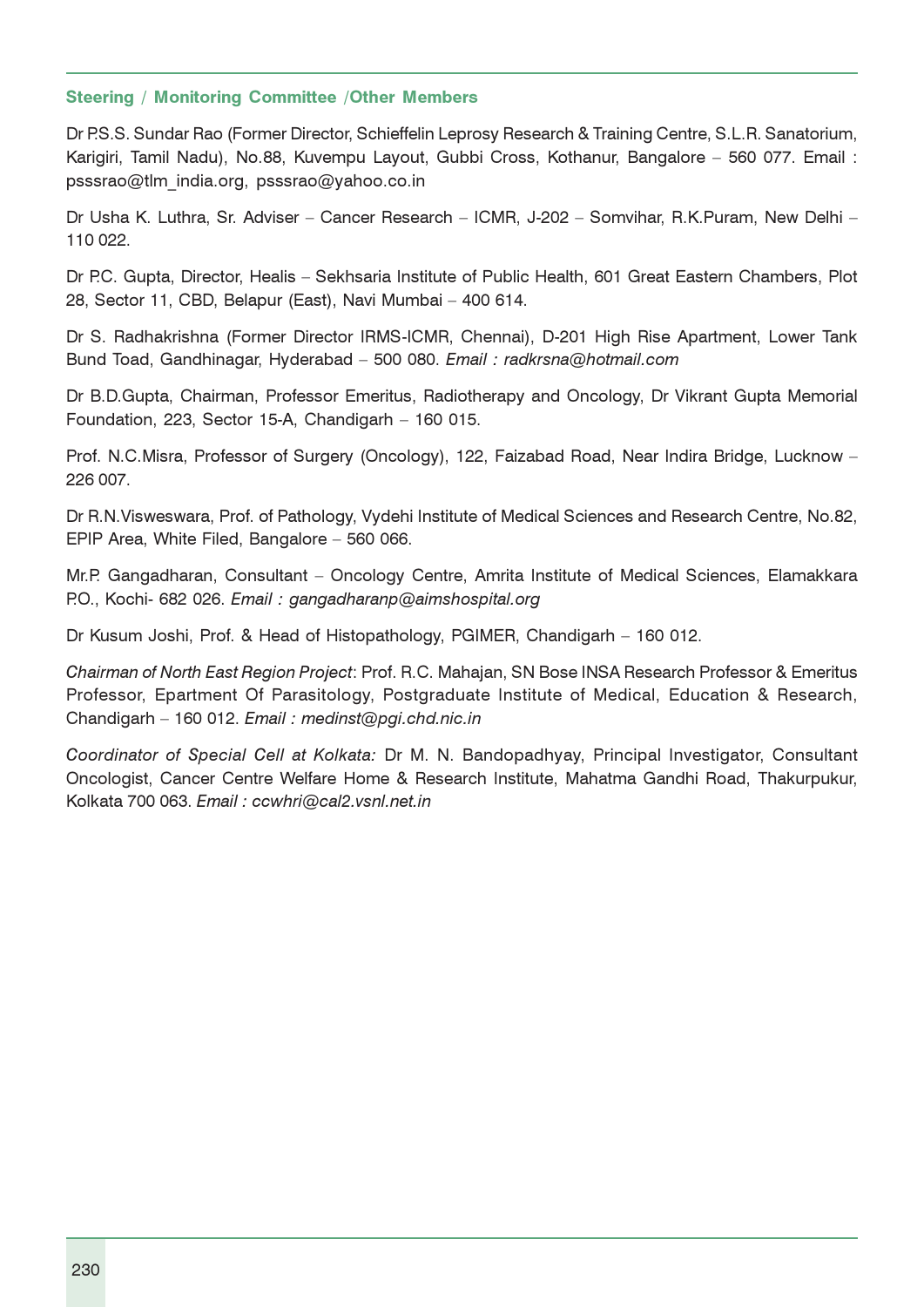### Steering / Monitoring Committee /Other Members

Dr P.S.S. Sundar Rao (Former Director, Schieffelin Leprosy Research & Training Centre, S.L.R. Sanatorium, Karigiri, Tamil Nadu), No.88, Kuvempu Layout, Gubbi Cross, Kothanur, Bangalore – 560 077. Email : psssrao@tlm_india.org, psssrao@yahoo.co.in

Dr Usha K. Luthra, Sr. Adviser – Cancer Research – ICMR, J-202 – Somvihar, R.K.Puram, New Delhi – 110 022.

Dr P.C. Gupta, Director, Healis – Sekhsaria Institute of Public Health, 601 Great Eastern Chambers, Plot 28, Sector 11, CBD, Belapur (East), Navi Mumbai – 400 614.

Dr S. Radhakrishna (Former Director IRMS-ICMR, Chennai), D-201 High Rise Apartment, Lower Tank Bund Toad, Gandhinagar, Hyderabad – 500 080. *Email : radkrsna@hotmail.com*

Dr B.D.Gupta, Chairman, Professor Emeritus, Radiotherapy and Oncology, Dr Vikrant Gupta Memorial Foundation, 223, Sector 15-A, Chandigarh – 160 015.

Prof. N.C.Misra, Professor of Surgery (Oncology), 122, Faizabad Road, Near Indira Bridge, Lucknow – 226 007.

Dr R.N.Visweswara, Prof. of Pathology, Vydehi Institute of Medical Sciences and Research Centre, No.82, EPIP Area, White Filed, Bangalore – 560 066.

Mr.P. Gangadharan, Consultant – Oncology Centre, Amrita Institute of Medical Sciences, Elamakkara P.O., Kochi- 682 026. *Email : gangadharanp@aimshospital.org*

Dr Kusum Joshi, Prof. & Head of Histopathology, PGIMER, Chandigarh – 160 012.

*Chairman of North East Region Project*: Prof. R.C. Mahajan, SN Bose INSA Research Professor & Emeritus Professor, Epartment Of Parasitology, Postgraduate Institute of Medical, Education & Research, Chandigarh – 160 012. *Email : medinst@pgi.chd.nic.in*

*Coordinator of Special Cell at Kolkata:* Dr M. N. Bandopadhyay, Principal Investigator, Consultant Oncologist, Cancer Centre Welfare Home & Research Institute, Mahatma Gandhi Road, Thakurpukur, Kolkata 700 063. *Email : ccwhri@cal2.vsnl.net.in*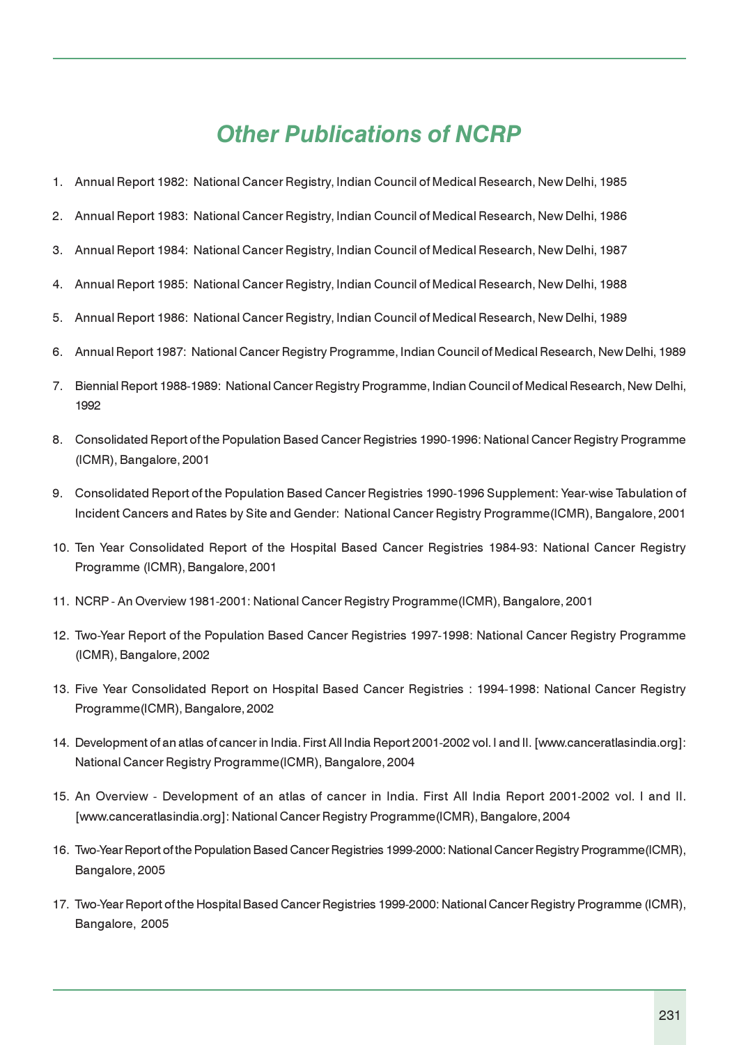# Other Publications of NCRP

1. Annual Report 1982: National Cancer Registry, Indian Council of Medical Research, New Delhi, 1985
2. Annual Report 1983: National Cancer Registry, Indian Council of Medical Research, New Delhi, 1986
3. Annual Report 1984: National Cancer Registry, Indian Council of Medical Research, New Delhi, 1987
4. Annual Report 1985: National Cancer Registry, Indian Council of Medical Research, New Delhi, 1988
5. Annual Report 1986: National Cancer Registry, Indian Council of Medical Research, New Delhi, 1989
6. Annual Report 1987: National Cancer Registry Programme, Indian Council of Medical Research, New Delhi, 1989
7. Biennial Report 1988-1989: National Cancer Registry Programme, Indian Council of Medical Research, New Delhi, 1992
8. Consolidated Report of the Population Based Cancer Registries 1990-1996: National Cancer Registry Programme (ICMR), Bangalore, 2001
9. Consolidated Report of the Population Based Cancer Registries 1990-1996 Supplement: Year-wise Tabulation of Incident Cancers and Rates by Site and Gender: National Cancer Registry Programme(ICMR), Bangalore, 2001
10. Ten Year Consolidated Report of the Hospital Based Cancer Registries 1984-93: National Cancer Registry Programme (ICMR), Bangalore, 2001
11. NCRP - An Overview 1981-2001: National Cancer Registry Programme(ICMR), Bangalore, 2001
12. Two-Year Report of the Population Based Cancer Registries 1997-1998: National Cancer Registry Programme (ICMR), Bangalore, 2002
13. Five Year Consolidated Report on Hospital Based Cancer Registries : 1994-1998: National Cancer Registry Programme(ICMR), Bangalore, 2002
14. Development of an atlas of cancer in India. First All India Report 2001-2002 vol. I and II. [www.canceratlasindia.org]: National Cancer Registry Programme(ICMR), Bangalore, 2004
15. An Overview - Development of an atlas of cancer in India. First All India Report 2001-2002 vol. I and II. [www.canceratlasindia.org]: National Cancer Registry Programme(ICMR), Bangalore, 2004
16. Two-Year Report of the Population Based Cancer Registries 1999-2000: National Cancer Registry Programme(ICMR), Bangalore, 2005
17. Two-Year Report of the Hospital Based Cancer Registries 1999-2000: National Cancer Registry Programme (ICMR), Bangalore, 2005